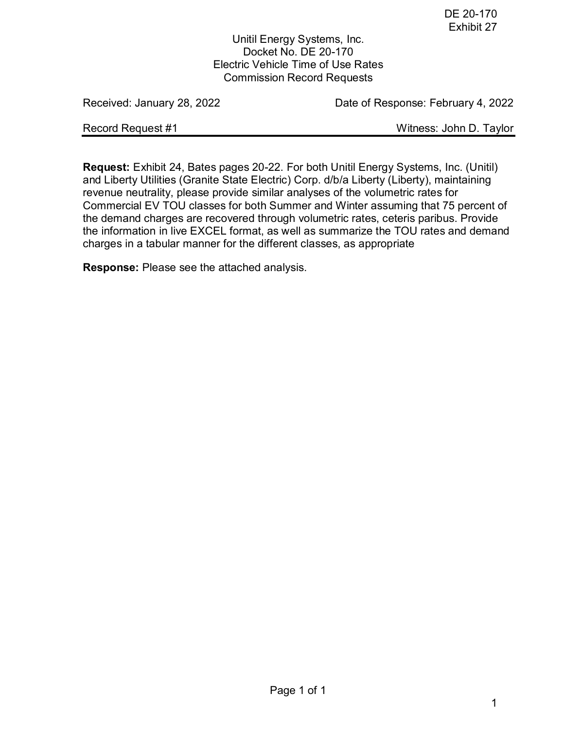DE 20-170
Exhibit 27

Unitil Energy Systems, Inc.
Docket No. DE 20-170
Electric Vehicle Time of Use Rates
Commission Record Requests

| Received: January 28, 2022 | Date of Response: February 4, 2022 |
| --- | --- |
| Record Request #1 | Witness: John D. Taylor |

**Request:** Exhibit 24, Bates pages 20-22. For both Unitil Energy Systems, Inc. (Unitil) and Liberty Utilities (Granite State Electric) Corp. d/b/a Liberty (Liberty), maintaining revenue neutrality, please provide similar analyses of the volumetric rates for Commercial EV TOU classes for both Summer and Winter assuming that 75 percent of the demand charges are recovered through volumetric rates, ceteris paribus. Provide the information in live EXCEL format, as well as summarize the TOU rates and demand charges in a tabular manner for the different classes, as appropriate

**Response:** Please see the attached analysis.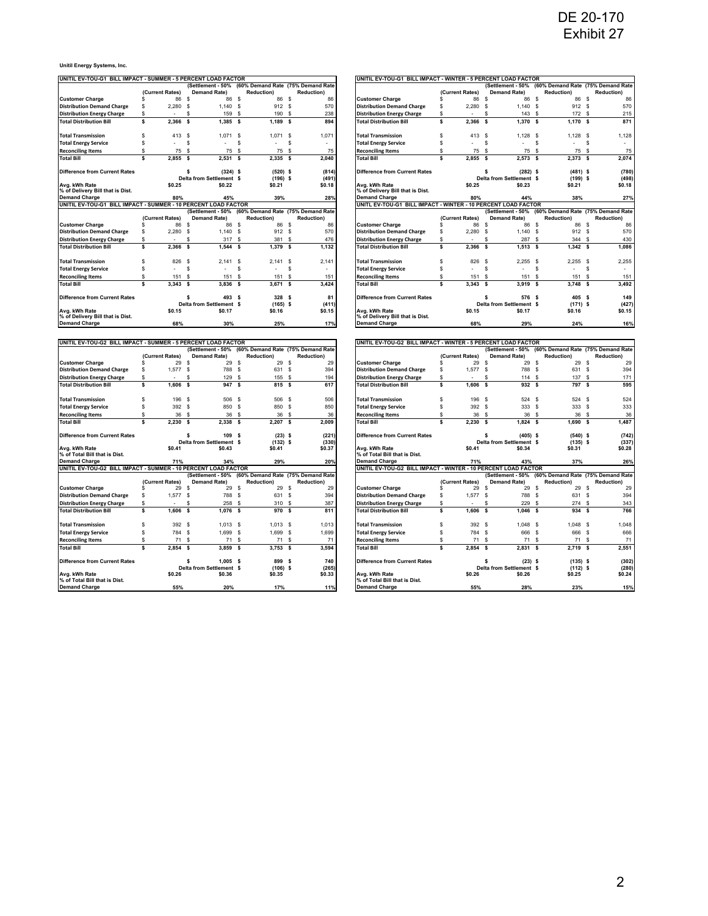DE 20-170
Exhibit 27

**Unitil Energy Systems, Inc.**

**UNITIL EV-TOU-G1 BILL IMPACT - SUMMER - 5 PERCENT LOAD FACTOR**

| | (Current Rates) | (Settlement - 50% Demand Rate) | (60% Demand Rate Reduction) | (75% Demand Rate Reduction) |
|---|---|---|---|---|
| Customer Charge | $ 86 | $ 86 | $ 86 | $ 86 |
| Distribution Demand Charge | $ 2,280 | $ 1,140 | $ 912 | $ 570 |
| Distribution Energy Charge | $ - | $ 159 | $ 190 | $ 238 |
| Total Distribution Bill | $ 2,366 | $ 1,385 | $ 1,189 | $ 894 |
| Total Transmission | $ 413 | $ 1,071 | $ 1,071 | $ 1,071 |
| Total Energy Service | $ - | $ - | $ - | $ - |
| Reconciling Items | $ 75 | $ 75 | $ 75 | $ 75 |
| Total Bill | $ 2,855 | $ 2,531 | $ 2,335 | $ 2,040 |
| Difference from Current Rates | | $ (324) | $ (520) | $ (814) |
| | | Delta from Settlement | $ (196) | $ (491) |
| Avg. kWh Rate | $0.25 | $0.22 | $0.21 | $0.18 |
| % of Delivery Bill that is Dist. Demand Charge | 80% | 45% | 39% | 28% |

**UNITIL EV-TOU-G1 BILL IMPACT - SUMMER - 10 PERCENT LOAD FACTOR**

| | (Current Rates) | (Settlement - 50% Demand Rate) | (60% Demand Rate Reduction) | (75% Demand Rate Reduction) |
|---|---|---|---|---|
| Customer Charge | $ 86 | $ 86 | $ 86 | $ 86 |
| Distribution Demand Charge | $ 2,280 | $ 1,140 | $ 912 | $ 570 |
| Distribution Energy Charge | $ - | $ 317 | $ 381 | $ 476 |
| Total Distribution Bill | $ 2,366 | $ 1,544 | $ 1,379 | $ 1,132 |
| Total Transmission | $ 826 | $ 2,141 | $ 2,141 | $ 2,141 |
| Total Energy Service | $ - | $ - | $ - | $ - |
| Reconciling Items | $ 151 | $ 151 | $ 151 | $ 151 |
| Total Bill | $ 3,343 | $ 3,836 | $ 3,671 | $ 3,424 |
| Difference from Current Rates | | $ 493 | $ 328 | $ 81 |
| | | Delta from Settlement | $ (165) | $ (411) |
| Avg. kWh Rate | $0.15 | $0.17 | $0.16 | $0.15 |
| % of Delivery Bill that is Dist. Demand Charge | 68% | 30% | 25% | 17% |

**UNITIL EV-TOU-G1 BILL IMPACT - WINTER - 5 PERCENT LOAD FACTOR**

| | (Current Rates) | (Settlement - 50% Demand Rate) | (60% Demand Rate Reduction) | (75% Demand Rate Reduction) |
|---|---|---|---|---|
| Customer Charge | $ 86 | $ 86 | $ 86 | $ 86 |
| Distribution Demand Charge | $ 2,280 | $ 1,140 | $ 912 | $ 570 |
| Distribution Energy Charge | $ - | $ 143 | $ 172 | $ 215 |
| Total Distribution Bill | $ 2,366 | $ 1,370 | $ 1,170 | $ 871 |
| Total Transmission | $ 413 | $ 1,128 | $ 1,128 | $ 1,128 |
| Total Energy Service | $ - | $ - | $ - | $ - |
| Reconciling Items | $ 75 | $ 75 | $ 75 | $ 75 |
| Total Bill | $ 2,855 | $ 2,573 | $ 2,373 | $ 2,074 |
| Difference from Current Rates | | $ (282) | $ (481) | $ (780) |
| | | Delta from Settlement | $ (199) | $ (498) |
| Avg. kWh Rate | $0.25 | $0.23 | $0.21 | $0.18 |
| % of Delivery Bill that is Dist. Demand Charge | 80% | 44% | 38% | 27% |

**UNITIL EV-TOU-G1 BILL IMPACT - WINTER - 10 PERCENT LOAD FACTOR**

| | (Current Rates) | (Settlement - 50% Demand Rate) | (60% Demand Rate Reduction) | (75% Demand Rate Reduction) |
|---|---|---|---|---|
| Customer Charge | $ 86 | $ 86 | $ 86 | $ 86 |
| Distribution Demand Charge | $ 2,280 | $ 1,140 | $ 912 | $ 570 |
| Distribution Energy Charge | $ - | $ 287 | $ 344 | $ 430 |
| Total Distribution Bill | $ 2,366 | $ 1,513 | $ 1,342 | $ 1,086 |
| Total Transmission | $ 826 | $ 2,255 | $ 2,255 | $ 2,255 |
| Total Energy Service | $ - | $ - | $ - | $ - |
| Reconciling Items | $ 151 | $ 151 | $ 151 | $ 151 |
| Total Bill | $ 3,343 | $ 3,919 | $ 3,748 | $ 3,492 |
| Difference from Current Rates | | $ 576 | $ 405 | $ 149 |
| | | Delta from Settlement | $ (171) | $ (427) |
| Avg. kWh Rate | $0.15 | $0.17 | $0.16 | $0.15 |
| % of Delivery Bill that is Dist. Demand Charge | 68% | 29% | 24% | 16% |

**UNITIL EV-TOU-G2 BILL IMPACT - SUMMER - 5 PERCENT LOAD FACTOR**

| | (Current Rates) | (Settlement - 50% Demand Rate) | (60% Demand Rate Reduction) | (75% Demand Rate Reduction) |
|---|---|---|---|---|
| Customer Charge | $ 29 | $ 29 | $ 29 | $ 29 |
| Distribution Demand Charge | $ 1,577 | $ 788 | $ 631 | $ 394 |
| Distribution Energy Charge | $ - | $ 129 | $ 155 | $ 194 |
| Total Distribution Bill | $ 1,606 | $ 947 | $ 815 | $ 617 |
| Total Transmission | $ 196 | $ 506 | $ 506 | $ 506 |
| Total Energy Service | $ 392 | $ 850 | $ 850 | $ 850 |
| Reconciling Items | $ 36 | $ 36 | $ 36 | $ 36 |
| Total Bill | $ 2,230 | $ 2,338 | $ 2,207 | $ 2,009 |
| Difference from Current Rates | | $ 109 | $ (23) | $ (221) |
| | | Delta from Settlement | $ (132) | $ (330) |
| Avg. kWh Rate | $0.41 | $0.43 | $0.41 | $0.37 |
| % of Total Bill that is Dist. Demand Charge | 71% | 34% | 29% | 20% |

**UNITIL EV-TOU-G2 BILL IMPACT - SUMMER - 10 PERCENT LOAD FACTOR**

| | (Current Rates) | (Settlement - 50% Demand Rate) | (60% Demand Rate Reduction) | (75% Demand Rate Reduction) |
|---|---|---|---|---|
| Customer Charge | $ 29 | $ 29 | $ 29 | $ 29 |
| Distribution Demand Charge | $ 1,577 | $ 788 | $ 631 | $ 394 |
| Distribution Energy Charge | $ - | $ 258 | $ 310 | $ 387 |
| Total Distribution Bill | $ 1,606 | $ 1,076 | $ 970 | $ 811 |
| Total Transmission | $ 392 | $ 1,013 | $ 1,013 | $ 1,013 |
| Total Energy Service | $ 784 | $ 1,699 | $ 1,699 | $ 1,699 |
| Reconciling Items | $ 71 | $ 71 | $ 71 | $ 71 |
| Total Bill | $ 2,854 | $ 3,859 | $ 3,753 | $ 3,594 |
| Difference from Current Rates | | $ 1,005 | $ 899 | $ 740 |
| | | Delta from Settlement | $ (106) | $ (265) |
| Avg. kWh Rate | $0.26 | $0.36 | $0.35 | $0.33 |
| % of Total Bill that is Dist. Demand Charge | 55% | 20% | 17% | 11% |

**UNITIL EV-TOU-G2 BILL IMPACT - WINTER - 5 PERCENT LOAD FACTOR**

| | (Current Rates) | (Settlement - 50% Demand Rate) | (60% Demand Rate Reduction) | (75% Demand Rate Reduction) |
|---|---|---|---|---|
| Customer Charge | $ 29 | $ 29 | $ 29 | $ 29 |
| Distribution Demand Charge | $ 1,577 | $ 788 | $ 631 | $ 394 |
| Distribution Energy Charge | $ - | $ 114 | $ 137 | $ 171 |
| Total Distribution Bill | $ 1,606 | $ 932 | $ 797 | $ 595 |
| Total Transmission | $ 196 | $ 524 | $ 524 | $ 524 |
| Total Energy Service | $ 392 | $ 333 | $ 333 | $ 333 |
| Reconciling Items | $ 36 | $ 36 | $ 36 | $ 36 |
| Total Bill | $ 2,230 | $ 1,824 | $ 1,690 | $ 1,487 |
| Difference from Current Rates | | $ (405) | $ (540) | $ (742) |
| | | Delta from Settlement | $ (135) | $ (337) |
| Avg. kWh Rate | $0.41 | $0.34 | $0.31 | $0.28 |
| % of Total Bill that is Dist. Demand Charge | 71% | 43% | 37% | 26% |

**UNITIL EV-TOU-G2 BILL IMPACT - WINTER - 10 PERCENT LOAD FACTOR**

| | (Current Rates) | (Settlement - 50% Demand Rate) | (60% Demand Rate Reduction) | (75% Demand Rate Reduction) |
|---|---|---|---|---|
| Customer Charge | $ 29 | $ 29 | $ 29 | $ 29 |
| Distribution Demand Charge | $ 1,577 | $ 788 | $ 631 | $ 394 |
| Distribution Energy Charge | $ - | $ 229 | $ 274 | $ 343 |
| Total Distribution Bill | $ 1,606 | $ 1,046 | $ 934 | $ 766 |
| Total Transmission | $ 392 | $ 1,048 | $ 1,048 | $ 1,048 |
| Total Energy Service | $ 784 | $ 666 | $ 666 | $ 666 |
| Reconciling Items | $ 71 | $ 71 | $ 71 | $ 71 |
| Total Bill | $ 2,854 | $ 2,831 | $ 2,719 | $ 2,551 |
| Difference from Current Rates | | $ (23) | $ (135) | $ (302) |
| | | Delta from Settlement | $ (112) | $ (280) |
| Avg. kWh Rate | $0.26 | $0.26 | $0.25 | $0.24 |
| % of Total Bill that is Dist. Demand Charge | 55% | 28% | 23% | 15% |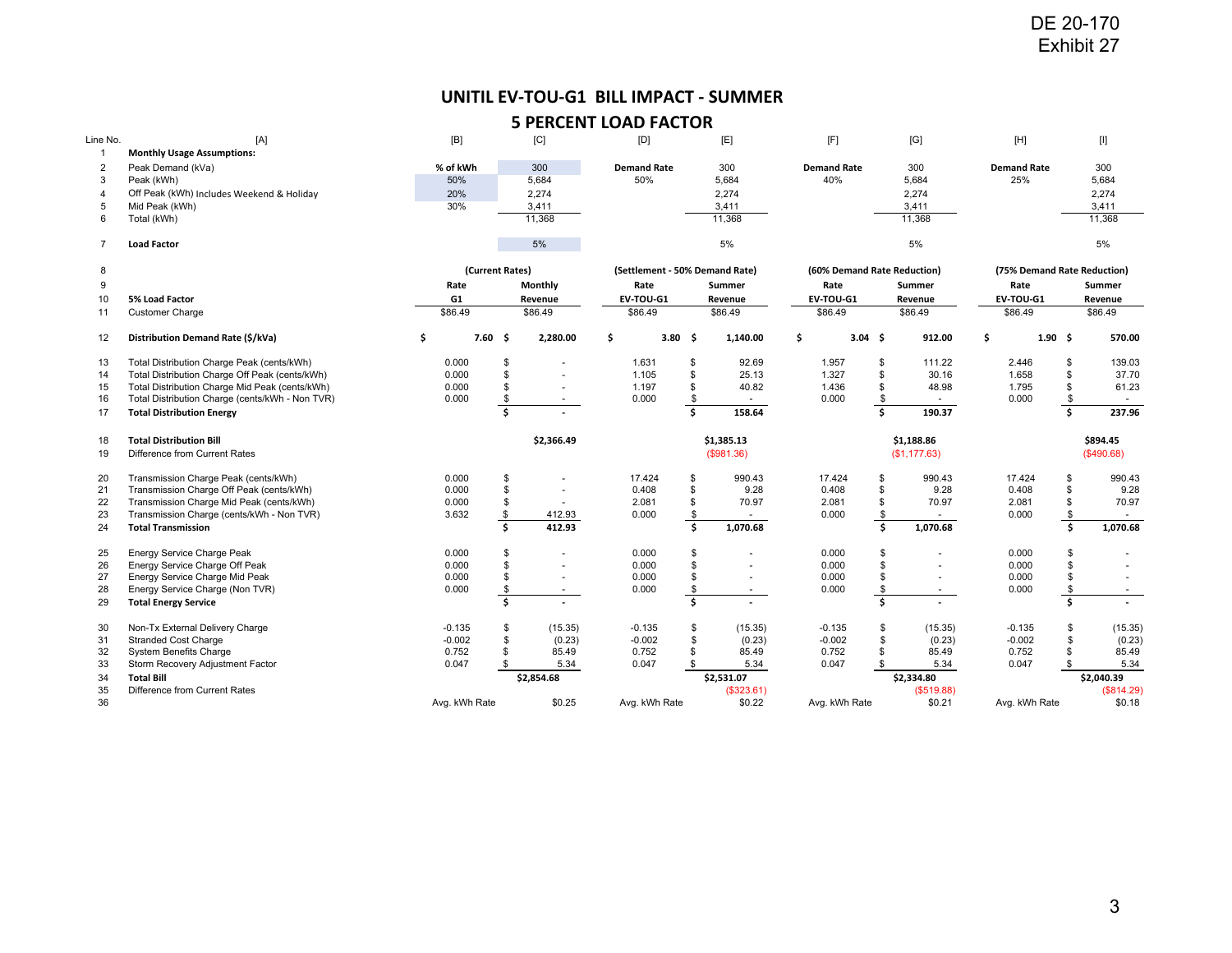DE 20-170
Exhibit 27

# UNITIL EV-TOU-G1 BILL IMPACT - SUMMER

## 5 PERCENT LOAD FACTOR

| Line No. | [A] | [B] | [C] | [D] | [E] | [F] | [G] | [H] | [I] |
|---|---|---|---|---|---|---|---|---|---|
| 1 | **Monthly Usage Assumptions:** | | | | | | | | |
| 2 | Peak Demand (kVa) | **% of kWh** | 300 | **Demand Rate** | 300 | **Demand Rate** | 300 | **Demand Rate** | 300 |
| 3 | Peak (kWh) | 50% | 5,684 | 50% | 5,684 | 40% | 5,684 | 25% | 5,684 |
| 4 | Off Peak (kWh) Includes Weekend & Holiday | 20% | 2,274 | | 2,274 | | 2,274 | | 2,274 |
| 5 | Mid Peak (kWh) | 30% | 3,411 | | 3,411 | | 3,411 | | 3,411 |
| 6 | Total (kWh) | | 11,368 | | 11,368 | | 11,368 | | 11,368 |
| 7 | **Load Factor** | | 5% | | 5% | | 5% | | 5% |
| 8 | | **(Current Rates)** | | **(Settlement - 50% Demand Rate)** | | **(60% Demand Rate Reduction)** | | **(75% Demand Rate Reduction)** | |
| 9 | | **Rate** | **Monthly** | **Rate** | **Summer** | **Rate** | **Summer** | **Rate** | **Summer** |
| 10 | **5% Load Factor** | **G1** | **Revenue** | **EV-TOU-G1** | **Revenue** | **EV-TOU-G1** | **Revenue** | **EV-TOU-G1** | **Revenue** |
| 11 | Customer Charge | $86.49 | $86.49 | $86.49 | $86.49 | $86.49 | $86.49 | $86.49 | $86.49 |
| 12 | **Distribution Demand Rate ($/kVa)** | **$ 7.60** | **$ 2,280.00** | **$ 3.80** | **$ 1,140.00** | **$ 3.04** | **$ 912.00** | **$ 1.90** | **$ 570.00** |
| 13 | Total Distribution Charge Peak (cents/kWh) | 0.000 | $ - | 1.631 | $ 92.69 | 1.957 | $ 111.22 | 2.446 | $ 139.03 |
| 14 | Total Distribution Charge Off Peak (cents/kWh) | 0.000 | $ - | 1.105 | $ 25.13 | 1.327 | $ 30.16 | 1.658 | $ 37.70 |
| 15 | Total Distribution Charge Mid Peak (cents/kWh) | 0.000 | $ - | 1.197 | $ 40.82 | 1.436 | $ 48.98 | 1.795 | $ 61.23 |
| 16 | Total Distribution Charge (cents/kWh - Non TVR) | 0.000 | $ - | 0.000 | $ - | 0.000 | $ - | 0.000 | $ - |
| 17 | **Total Distribution Energy** | | **$ -** | | **$ 158.64** | | **$ 190.37** | | **$ 237.96** |
| 18 | **Total Distribution Bill** | | **$2,366.49** | | **$1,385.13** | | **$1,188.86** | | **$894.45** |
| 19 | Difference from Current Rates | | | | ($981.36) | | ($1,177.63) | | ($490.68) |
| 20 | Transmission Charge Peak (cents/kWh) | 0.000 | $ - | 17.424 | $ 990.43 | 17.424 | $ 990.43 | 17.424 | $ 990.43 |
| 21 | Transmission Charge Off Peak (cents/kWh) | 0.000 | $ - | 0.408 | $ 9.28 | 0.408 | $ 9.28 | 0.408 | $ 9.28 |
| 22 | Transmission Charge Mid Peak (cents/kWh) | 0.000 | $ - | 2.081 | $ 70.97 | 2.081 | $ 70.97 | 2.081 | $ 70.97 |
| 23 | Transmission Charge (cents/kWh - Non TVR) | 3.632 | $ 412.93 | 0.000 | $ - | 0.000 | $ - | 0.000 | $ - |
| 24 | **Total Transmission** | | **$ 412.93** | | **$ 1,070.68** | | **$ 1,070.68** | | **$ 1,070.68** |
| 25 | Energy Service Charge Peak | 0.000 | $ - | 0.000 | $ - | 0.000 | $ - | 0.000 | $ - |
| 26 | Energy Service Charge Off Peak | 0.000 | $ - | 0.000 | $ - | 0.000 | $ - | 0.000 | $ - |
| 27 | Energy Service Charge Mid Peak | 0.000 | $ - | 0.000 | $ - | 0.000 | $ - | 0.000 | $ - |
| 28 | Energy Service Charge (Non TVR) | 0.000 | $ - | 0.000 | $ - | 0.000 | $ - | 0.000 | $ - |
| 29 | **Total Energy Service** | | **$ -** | | **$ -** | | **$ -** | | **$ -** |
| 30 | Non-Tx External Delivery Charge | -0.135 | $ (15.35) | -0.135 | $ (15.35) | -0.135 | $ (15.35) | -0.135 | $ (15.35) |
| 31 | Stranded Cost Charge | -0.002 | $ (0.23) | -0.002 | $ (0.23) | -0.002 | $ (0.23) | -0.002 | $ (0.23) |
| 32 | System Benefits Charge | 0.752 | $ 85.49 | 0.752 | $ 85.49 | 0.752 | $ 85.49 | 0.752 | $ 85.49 |
| 33 | Storm Recovery Adjustment Factor | 0.047 | $ 5.34 | 0.047 | $ 5.34 | 0.047 | $ 5.34 | 0.047 | $ 5.34 |
| 34 | **Total Bill** | | **$2,854.68** | | **$2,531.07** | | **$2,334.80** | | **$2,040.39** |
| 35 | Difference from Current Rates | | | | ($323.61) | | ($519.88) | | ($814.29) |
| 36 | | Avg. kWh Rate | $0.25 | Avg. kWh Rate | $0.22 | Avg. kWh Rate | $0.21 | Avg. kWh Rate | $0.18 |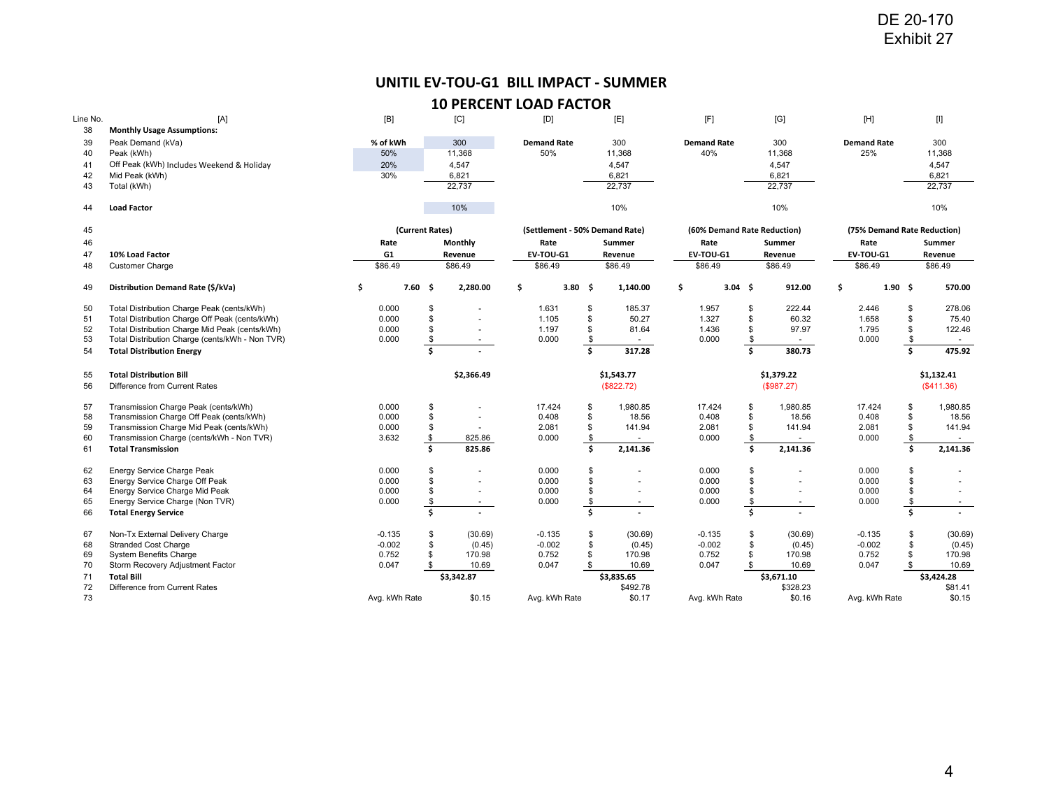DE 20-170
Exhibit 27

# UNITIL EV-TOU-G1 BILL IMPACT - SUMMER

## 10 PERCENT LOAD FACTOR

| Line No. | [A] | [B] | [C] | [D] | [E] | [F] | [G] | [H] | [I] |
|---|---|---|---|---|---|---|---|---|---|
| 38 | **Monthly Usage Assumptions:** | | | | | | | | |
| 39 | Peak Demand (kVa) | **% of kWh** | 300 | **Demand Rate** | 300 | **Demand Rate** | 300 | **Demand Rate** | 300 |
| 40 | Peak (kWh) | 50% | 11,368 | 50% | 11,368 | 40% | 11,368 | 25% | 11,368 |
| 41 | Off Peak (kWh) Includes Weekend & Holiday | 20% | 4,547 | | 4,547 | | 4,547 | | 4,547 |
| 42 | Mid Peak (kWh) | 30% | 6,821 | | 6,821 | | 6,821 | | 6,821 |
| 43 | Total (kWh) | | 22,737 | | 22,737 | | 22,737 | | 22,737 |
| 44 | **Load Factor** | | 10% | | 10% | | 10% | | 10% |
| 45 | | **(Current Rates)** | | **(Settlement - 50% Demand Rate)** | | **(60% Demand Rate Reduction)** | | **(75% Demand Rate Reduction)** | |
| 46 | | **Rate** | **Monthly** | **Rate** | **Summer** | **Rate** | **Summer** | **Rate** | **Summer** |
| 47 | **10% Load Factor** | **G1** | **Revenue** | **EV-TOU-G1** | **Revenue** | **EV-TOU-G1** | **Revenue** | **EV-TOU-G1** | **Revenue** |
| 48 | Customer Charge | $86.49 | $86.49 | $86.49 | $86.49 | $86.49 | $86.49 | $86.49 | $86.49 |
| 49 | **Distribution Demand Rate ($/kVa)** | **$ 7.60** | **$ 2,280.00** | **$ 3.80** | **$ 1,140.00** | **$ 3.04** | **$ 912.00** | **$ 1.90** | **$ 570.00** |
| 50 | Total Distribution Charge Peak (cents/kWh) | 0.000 | $ - | 1.631 | $ 185.37 | 1.957 | $ 222.44 | 2.446 | $ 278.06 |
| 51 | Total Distribution Charge Off Peak (cents/kWh) | 0.000 | $ - | 1.105 | $ 50.27 | 1.327 | $ 60.32 | 1.658 | $ 75.40 |
| 52 | Total Distribution Charge Mid Peak (cents/kWh) | 0.000 | $ - | 1.197 | $ 81.64 | 1.436 | $ 97.97 | 1.795 | $ 122.46 |
| 53 | Total Distribution Charge (cents/kWh - Non TVR) | 0.000 | $ - | 0.000 | $ - | 0.000 | $ - | 0.000 | $ - |
| 54 | **Total Distribution Energy** | | **$ -** | | **$ 317.28** | | **$ 380.73** | | **$ 475.92** |
| 55 | **Total Distribution Bill** | | **$2,366.49** | | **$1,543.77** | | **$1,379.22** | | **$1,132.41** |
| 56 | Difference from Current Rates | | | | ($822.72) | | ($987.27) | | ($411.36) |
| 57 | Transmission Charge Peak (cents/kWh) | 0.000 | $ - | 17.424 | $ 1,980.85 | 17.424 | $ 1,980.85 | 17.424 | $ 1,980.85 |
| 58 | Transmission Charge Off Peak (cents/kWh) | 0.000 | $ - | 0.408 | $ 18.56 | 0.408 | $ 18.56 | 0.408 | $ 18.56 |
| 59 | Transmission Charge Mid Peak (cents/kWh) | 0.000 | $ - | 2.081 | $ 141.94 | 2.081 | $ 141.94 | 2.081 | $ 141.94 |
| 60 | Transmission Charge (cents/kWh - Non TVR) | 3.632 | $ 825.86 | 0.000 | $ - | 0.000 | $ - | 0.000 | $ - |
| 61 | **Total Transmission** | | **$ 825.86** | | **$ 2,141.36** | | **$ 2,141.36** | | **$ 2,141.36** |
| 62 | Energy Service Charge Peak | 0.000 | $ - | 0.000 | $ - | 0.000 | $ - | 0.000 | $ - |
| 63 | Energy Service Charge Off Peak | 0.000 | $ - | 0.000 | $ - | 0.000 | $ - | 0.000 | $ - |
| 64 | Energy Service Charge Mid Peak | 0.000 | $ - | 0.000 | $ - | 0.000 | $ - | 0.000 | $ - |
| 65 | Energy Service Charge (Non TVR) | 0.000 | $ - | 0.000 | $ - | 0.000 | $ - | 0.000 | $ - |
| 66 | **Total Energy Service** | | **$ -** | | **$ -** | | **$ -** | | **$ -** |
| 67 | Non-Tx External Delivery Charge | -0.135 | $ (30.69) | -0.135 | $ (30.69) | -0.135 | $ (30.69) | -0.135 | $ (30.69) |
| 68 | Stranded Cost Charge | -0.002 | $ (0.45) | -0.002 | $ (0.45) | -0.002 | $ (0.45) | -0.002 | $ (0.45) |
| 69 | System Benefits Charge | 0.752 | $ 170.98 | 0.752 | $ 170.98 | 0.752 | $ 170.98 | 0.752 | $ 170.98 |
| 70 | Storm Recovery Adjustment Factor | 0.047 | $ 10.69 | 0.047 | $ 10.69 | 0.047 | $ 10.69 | 0.047 | $ 10.69 |
| 71 | **Total Bill** | | **$3,342.87** | | **$3,835.65** | | **$3,671.10** | | **$3,424.28** |
| 72 | Difference from Current Rates | | | | $492.78 | | $328.23 | | $81.41 |
| 73 | | Avg. kWh Rate | $0.15 | Avg. kWh Rate | $0.17 | Avg. kWh Rate | $0.16 | Avg. kWh Rate | $0.15 |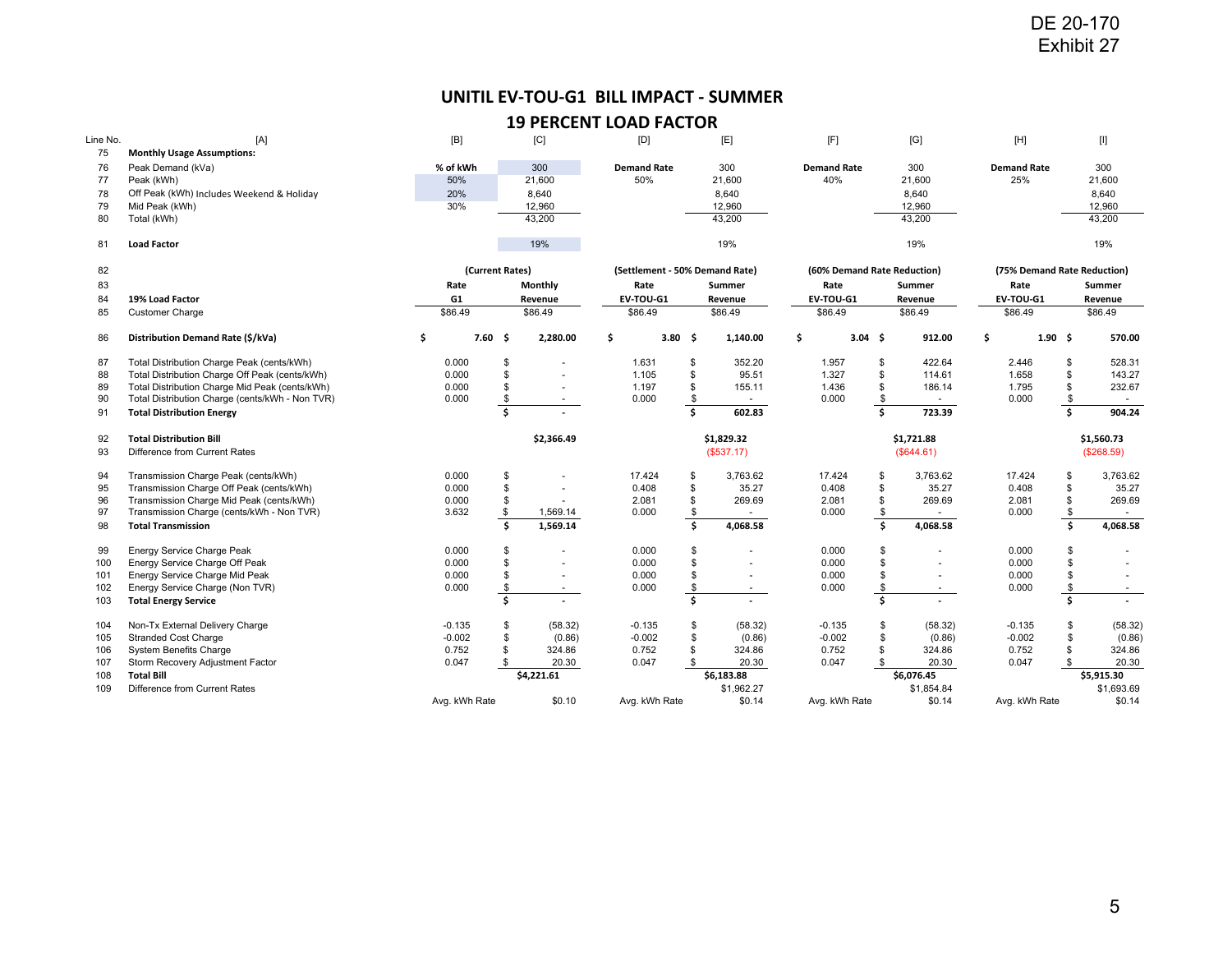DE 20-170
Exhibit 27

# UNITIL EV-TOU-G1 BILL IMPACT - SUMMER

## 19 PERCENT LOAD FACTOR

| Line No. | [A] | [B] | [C] | [D] | [E] | [F] | [G] | [H] | [I] |
|---|---|---|---|---|---|---|---|---|---|
| 75 | **Monthly Usage Assumptions:** | | | | | | | | |
| 76 | Peak Demand (kVa) | **% of kWh** | 300 | **Demand Rate** | 300 | **Demand Rate** | 300 | **Demand Rate** | 300 |
| 77 | Peak (kWh) | 50% | 21,600 | 50% | 21,600 | 40% | 21,600 | 25% | 21,600 |
| 78 | Off Peak (kWh) Includes Weekend & Holiday | 20% | 8,640 | | 8,640 | | 8,640 | | 8,640 |
| 79 | Mid Peak (kWh) | 30% | 12,960 | | 12,960 | | 12,960 | | 12,960 |
| 80 | Total (kWh) | | 43,200 | | 43,200 | | 43,200 | | 43,200 |
| 81 | **Load Factor** | | 19% | | 19% | | 19% | | 19% |
| 82 | | **(Current Rates)** | | **(Settlement - 50% Demand Rate)** | | **(60% Demand Rate Reduction)** | | **(75% Demand Rate Reduction)** | |
| 83 | | **Rate** | **Monthly** | **Rate** | **Summer** | **Rate** | **Summer** | **Rate** | **Summer** |
| 84 | **19% Load Factor** | **G1** | **Revenue** | **EV-TOU-G1** | **Revenue** | **EV-TOU-G1** | **Revenue** | **EV-TOU-G1** | **Revenue** |
| 85 | Customer Charge | $86.49 | $86.49 | $86.49 | $86.49 | $86.49 | $86.49 | $86.49 | $86.49 |
| 86 | **Distribution Demand Rate ($/kVa)** | **$ 7.60** | **$ 2,280.00** | **$ 3.80** | **$ 1,140.00** | **$ 3.04** | **$ 912.00** | **$ 1.90** | **$ 570.00** |
| 87 | Total Distribution Charge Peak (cents/kWh) | 0.000 | $ - | 1.631 | $ 352.20 | 1.957 | $ 422.64 | 2.446 | $ 528.31 |
| 88 | Total Distribution Charge Off Peak (cents/kWh) | 0.000 | $ - | 1.105 | $ 95.51 | 1.327 | $ 114.61 | 1.658 | $ 143.27 |
| 89 | Total Distribution Charge Mid Peak (cents/kWh) | 0.000 | $ - | 1.197 | $ 155.11 | 1.436 | $ 186.14 | 1.795 | $ 232.67 |
| 90 | Total Distribution Charge (cents/kWh - Non TVR) | 0.000 | $ - | 0.000 | $ - | 0.000 | $ - | 0.000 | $ - |
| 91 | **Total Distribution Energy** | | **$ -** | | **$ 602.83** | | **$ 723.39** | | **$ 904.24** |
| 92 | **Total Distribution Bill** | | **$2,366.49** | | **$1,829.32** | | **$1,721.88** | | **$1,560.73** |
| 93 | Difference from Current Rates | | | | ($537.17) | | ($644.61) | | ($268.59) |
| 94 | Transmission Charge Peak (cents/kWh) | 0.000 | $ - | 17.424 | $ 3,763.62 | 17.424 | $ 3,763.62 | 17.424 | $ 3,763.62 |
| 95 | Transmission Charge Off Peak (cents/kWh) | 0.000 | $ - | 0.408 | $ 35.27 | 0.408 | $ 35.27 | 0.408 | $ 35.27 |
| 96 | Transmission Charge Mid Peak (cents/kWh) | 0.000 | $ - | 2.081 | $ 269.69 | 2.081 | $ 269.69 | 2.081 | $ 269.69 |
| 97 | Transmission Charge (cents/kWh - Non TVR) | 3.632 | $ 1,569.14 | 0.000 | $ - | 0.000 | $ - | 0.000 | $ - |
| 98 | **Total Transmission** | | **$ 1,569.14** | | **$ 4,068.58** | | **$ 4,068.58** | | **$ 4,068.58** |
| 99 | Energy Service Charge Peak | 0.000 | $ - | 0.000 | $ - | 0.000 | $ - | 0.000 | $ - |
| 100 | Energy Service Charge Off Peak | 0.000 | $ - | 0.000 | $ - | 0.000 | $ - | 0.000 | $ - |
| 101 | Energy Service Charge Mid Peak | 0.000 | $ - | 0.000 | $ - | 0.000 | $ - | 0.000 | $ - |
| 102 | Energy Service Charge (Non TVR) | 0.000 | $ - | 0.000 | $ - | 0.000 | $ - | 0.000 | $ - |
| 103 | **Total Energy Service** | | **$ -** | | **$ -** | | **$ -** | | **$ -** |
| 104 | Non-Tx External Delivery Charge | -0.135 | $ (58.32) | -0.135 | $ (58.32) | -0.135 | $ (58.32) | -0.135 | $ (58.32) |
| 105 | Stranded Cost Charge | -0.002 | $ (0.86) | -0.002 | $ (0.86) | -0.002 | $ (0.86) | -0.002 | $ (0.86) |
| 106 | System Benefits Charge | 0.752 | $ 324.86 | 0.752 | $ 324.86 | 0.752 | $ 324.86 | 0.752 | $ 324.86 |
| 107 | Storm Recovery Adjustment Factor | 0.047 | $ 20.30 | 0.047 | $ 20.30 | 0.047 | $ 20.30 | 0.047 | $ 20.30 |
| 108 | **Total Bill** | | **$4,221.61** | | **$6,183.88** | | **$6,076.45** | | **$5,915.30** |
| 109 | Difference from Current Rates | | | | $1,962.27 | | $1,854.84 | | $1,693.69 |
| | | Avg. kWh Rate | $0.10 | Avg. kWh Rate | $0.14 | Avg. kWh Rate | $0.14 | Avg. kWh Rate | $0.14 |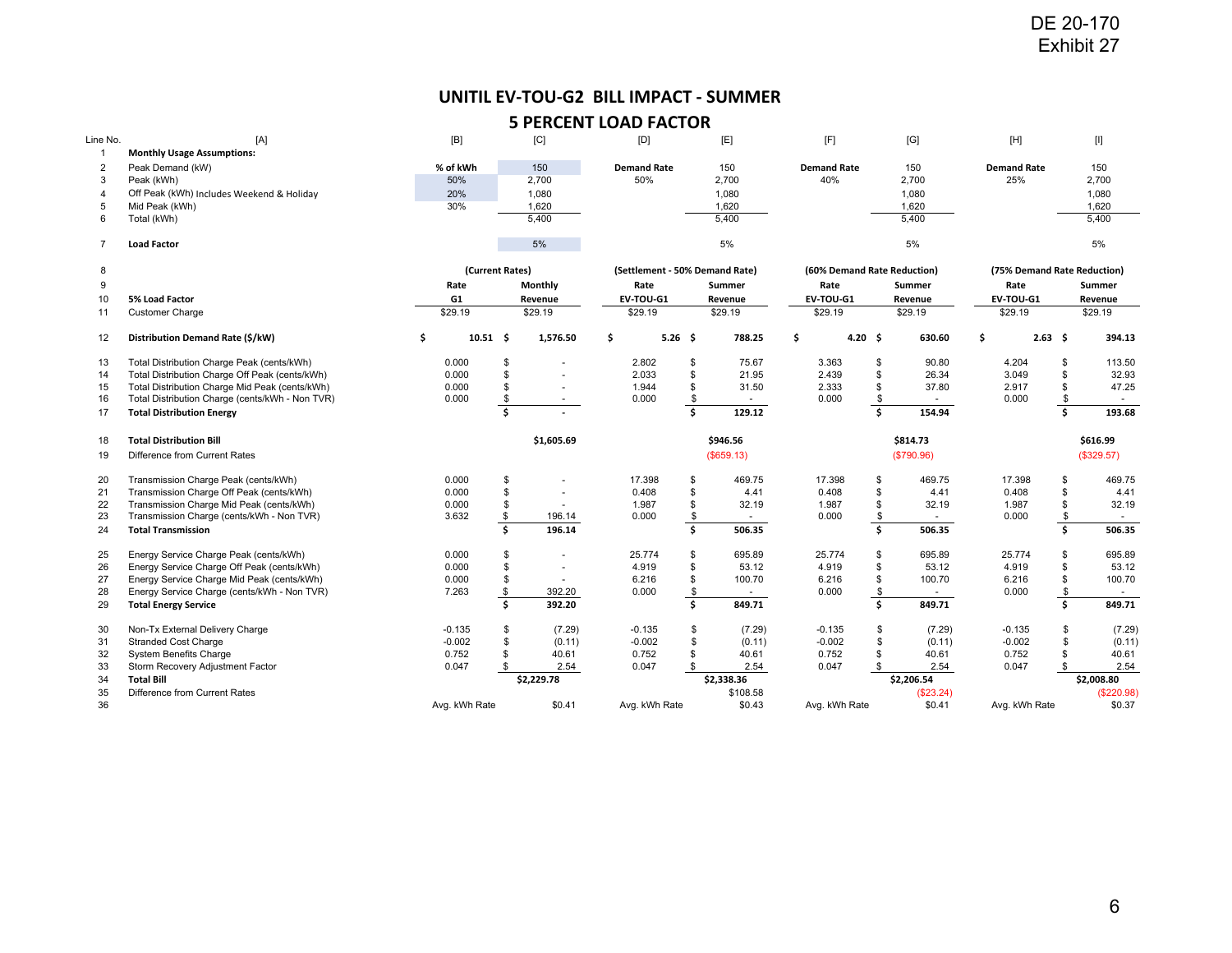DE 20-170
Exhibit 27

# UNITIL EV-TOU-G2 BILL IMPACT - SUMMER

## 5 PERCENT LOAD FACTOR

| Line No. | [A] | [B] | [C] | [D] | [E] | [F] | [G] | [H] | [I] |
|---|---|---|---|---|---|---|---|---|---|
| 1 | **Monthly Usage Assumptions:** | | | | | | | | |
| 2 | Peak Demand (kW) | **% of kWh** | 150 | **Demand Rate** | 150 | **Demand Rate** | 150 | **Demand Rate** | 150 |
| 3 | Peak (kWh) | 50% | 2,700 | 50% | 2,700 | 40% | 2,700 | 25% | 2,700 |
| 4 | Off Peak (kWh) Includes Weekend & Holiday | 20% | 1,080 | | 1,080 | | 1,080 | | 1,080 |
| 5 | Mid Peak (kWh) | 30% | 1,620 | | 1,620 | | 1,620 | | 1,620 |
| 6 | Total (kWh) | | 5,400 | | 5,400 | | 5,400 | | 5,400 |
| 7 | **Load Factor** | | 5% | | 5% | | 5% | | 5% |
| 8 | | **(Current Rates)** | | **(Settlement - 50% Demand Rate)** | | **(60% Demand Rate Reduction)** | | **(75% Demand Rate Reduction)** | |
| 9 | | **Rate** | **Monthly** | **Rate** | **Summer** | **Rate** | **Summer** | **Rate** | **Summer** |
| 10 | **5% Load Factor** | **G1** | **Revenue** | **EV-TOU-G1** | **Revenue** | **EV-TOU-G1** | **Revenue** | **EV-TOU-G1** | **Revenue** |
| 11 | Customer Charge | $29.19 | $29.19 | $29.19 | $29.19 | $29.19 | $29.19 | $29.19 | $29.19 |
| 12 | **Distribution Demand Rate ($/kW)** | **$ 10.51** | **$ 1,576.50** | **$ 5.26** | **$ 788.25** | **$ 4.20** | **$ 630.60** | **$ 2.63** | **$ 394.13** |
| 13 | Total Distribution Charge Peak (cents/kWh) | 0.000 | $ - | 2.802 | $ 75.67 | 3.363 | $ 90.80 | 4.204 | $ 113.50 |
| 14 | Total Distribution Charge Off Peak (cents/kWh) | 0.000 | $ - | 2.033 | $ 21.95 | 2.439 | $ 26.34 | 3.049 | $ 32.93 |
| 15 | Total Distribution Charge Mid Peak (cents/kWh) | 0.000 | $ - | 1.944 | $ 31.50 | 2.333 | $ 37.80 | 2.917 | $ 47.25 |
| 16 | Total Distribution Charge (cents/kWh - Non TVR) | 0.000 | $ - | 0.000 | $ - | 0.000 | $ - | 0.000 | $ - |
| 17 | **Total Distribution Energy** | | **$ -** | | **$ 129.12** | | **$ 154.94** | | **$ 193.68** |
| 18 | **Total Distribution Bill** | | **$1,605.69** | | **$946.56** | | **$814.73** | | **$616.99** |
| 19 | Difference from Current Rates | | | | ($659.13) | | ($790.96) | | ($329.57) |
| 20 | Transmission Charge Peak (cents/kWh) | 0.000 | $ - | 17.398 | $ 469.75 | 17.398 | $ 469.75 | 17.398 | $ 469.75 |
| 21 | Transmission Charge Off Peak (cents/kWh) | 0.000 | $ - | 0.408 | $ 4.41 | 0.408 | $ 4.41 | 0.408 | $ 4.41 |
| 22 | Transmission Charge Mid Peak (cents/kWh) | 0.000 | $ - | 1.987 | $ 32.19 | 1.987 | $ 32.19 | 1.987 | $ 32.19 |
| 23 | Transmission Charge (cents/kWh - Non TVR) | 3.632 | $ 196.14 | 0.000 | $ - | 0.000 | $ - | 0.000 | $ - |
| 24 | **Total Transmission** | | **$ 196.14** | | **$ 506.35** | | **$ 506.35** | | **$ 506.35** |
| 25 | Energy Service Charge Peak (cents/kWh) | 0.000 | $ - | 25.774 | $ 695.89 | 25.774 | $ 695.89 | 25.774 | $ 695.89 |
| 26 | Energy Service Charge Off Peak (cents/kWh) | 0.000 | $ - | 4.919 | $ 53.12 | 4.919 | $ 53.12 | 4.919 | $ 53.12 |
| 27 | Energy Service Charge Mid Peak (cents/kWh) | 0.000 | $ - | 6.216 | $ 100.70 | 6.216 | $ 100.70 | 6.216 | $ 100.70 |
| 28 | Energy Service Charge (cents/kWh - Non TVR) | 7.263 | $ 392.20 | 0.000 | $ - | 0.000 | $ - | 0.000 | $ - |
| 29 | **Total Energy Service** | | **$ 392.20** | | **$ 849.71** | | **$ 849.71** | | **$ 849.71** |
| 30 | Non-Tx External Delivery Charge | -0.135 | $ (7.29) | -0.135 | $ (7.29) | -0.135 | $ (7.29) | -0.135 | $ (7.29) |
| 31 | Stranded Cost Charge | -0.002 | $ (0.11) | -0.002 | $ (0.11) | -0.002 | $ (0.11) | -0.002 | $ (0.11) |
| 32 | System Benefits Charge | 0.752 | $ 40.61 | 0.752 | $ 40.61 | 0.752 | $ 40.61 | 0.752 | $ 40.61 |
| 33 | Storm Recovery Adjustment Factor | 0.047 | $ 2.54 | 0.047 | $ 2.54 | 0.047 | $ 2.54 | 0.047 | $ 2.54 |
| 34 | **Total Bill** | | **$2,229.78** | | **$2,338.36** | | **$2,206.54** | | **$2,008.80** |
| 35 | Difference from Current Rates | | | | $108.58 | | ($23.24) | | ($220.98) |
| 36 | | Avg. kWh Rate | $0.41 | Avg. kWh Rate | $0.43 | Avg. kWh Rate | $0.41 | Avg. kWh Rate | $0.37 |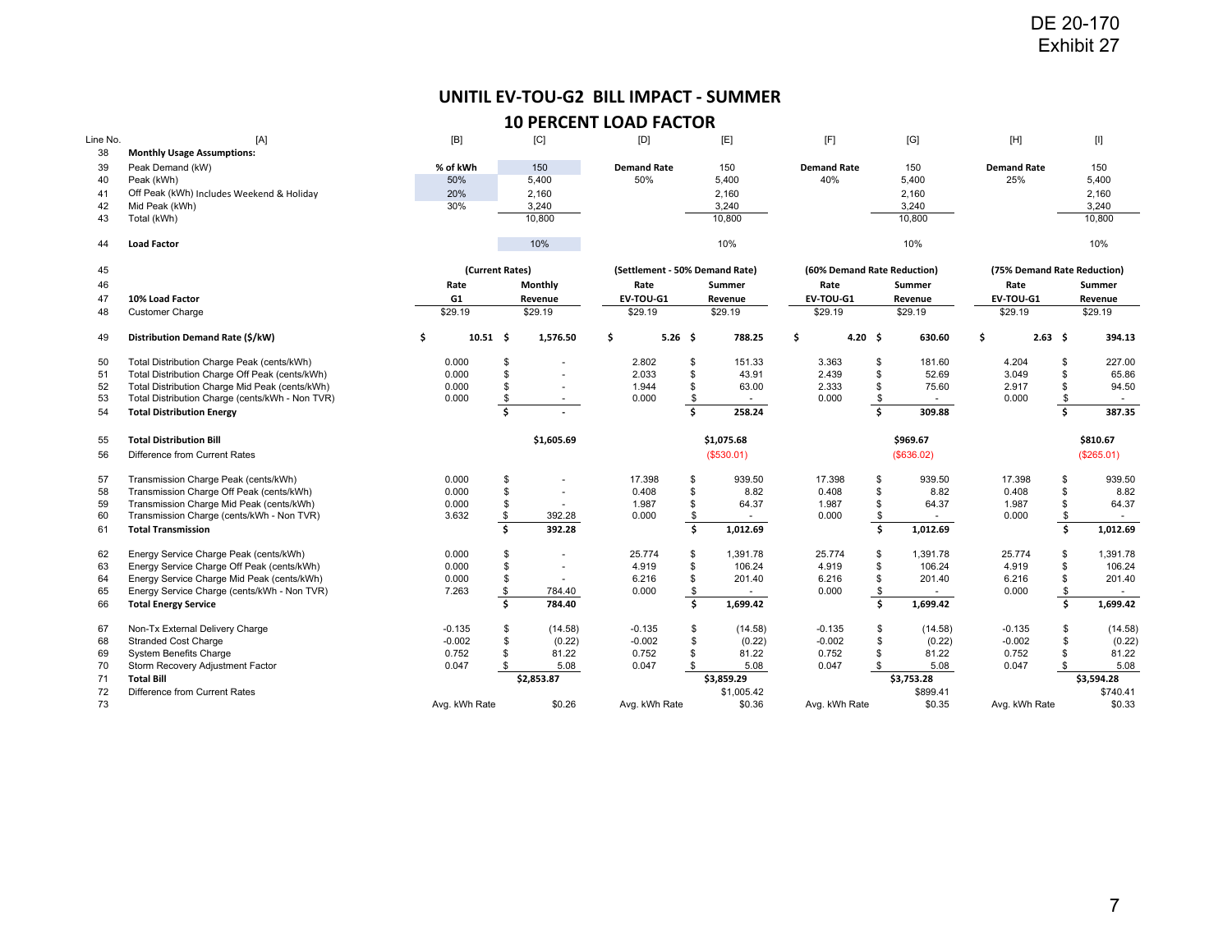DE 20-170
Exhibit 27

## UNITIL EV-TOU-G2 BILL IMPACT - SUMMER

## 10 PERCENT LOAD FACTOR

| Line No. | [A] | [B] | [C] | [D] | [E] | [F] | [G] | [H] | [I] |
|---|---|---|---|---|---|---|---|---|---|
| 38 | **Monthly Usage Assumptions:** | | | | | | | | |
| 39 | Peak Demand (kW) | **% of kWh** | 150 | **Demand Rate** | 150 | **Demand Rate** | 150 | **Demand Rate** | 150 |
| 40 | Peak (kWh) | 50% | 5,400 | 50% | 5,400 | 40% | 5,400 | 25% | 5,400 |
| 41 | Off Peak (kWh) Includes Weekend & Holiday | 20% | 2,160 | | 2,160 | | 2,160 | | 2,160 |
| 42 | Mid Peak (kWh) | 30% | 3,240 | | 3,240 | | 3,240 | | 3,240 |
| 43 | Total (kWh) | | 10,800 | | 10,800 | | 10,800 | | 10,800 |
| 44 | **Load Factor** | | 10% | | 10% | | 10% | | 10% |
| 45 | | **(Current Rates)** | | **(Settlement - 50% Demand Rate)** | | **(60% Demand Rate Reduction)** | | **(75% Demand Rate Reduction)** | |
| 46 | | **Rate** | **Monthly** | **Rate** | **Summer** | **Rate** | **Summer** | **Rate** | **Summer** |
| 47 | **10% Load Factor** | **G1** | **Revenue** | **EV-TOU-G1** | **Revenue** | **EV-TOU-G1** | **Revenue** | **EV-TOU-G1** | **Revenue** |
| 48 | Customer Charge | $29.19 | $29.19 | $29.19 | $29.19 | $29.19 | $29.19 | $29.19 | $29.19 |
| 49 | **Distribution Demand Rate ($/kW)** | **$ 10.51** | **$ 1,576.50** | **$ 5.26** | **$ 788.25** | **$ 4.20** | **$ 630.60** | **$ 2.63** | **$ 394.13** |
| 50 | Total Distribution Charge Peak (cents/kWh) | 0.000 | $ - | 2.802 | $ 151.33 | 3.363 | $ 181.60 | 4.204 | $ 227.00 |
| 51 | Total Distribution Charge Off Peak (cents/kWh) | 0.000 | $ - | 2.033 | $ 43.91 | 2.439 | $ 52.69 | 3.049 | $ 65.86 |
| 52 | Total Distribution Charge Mid Peak (cents/kWh) | 0.000 | $ - | 1.944 | $ 63.00 | 2.333 | $ 75.60 | 2.917 | $ 94.50 |
| 53 | Total Distribution Charge (cents/kWh - Non TVR) | 0.000 | $ - | 0.000 | $ - | 0.000 | $ - | 0.000 | $ - |
| 54 | **Total Distribution Energy** | | **$ -** | | **$ 258.24** | | **$ 309.88** | | **$ 387.35** |
| 55 | **Total Distribution Bill** | | **$1,605.69** | | **$1,075.68** | | **$969.67** | | **$810.67** |
| 56 | Difference from Current Rates | | | | ($530.01) | | ($636.02) | | ($265.01) |
| 57 | Transmission Charge Peak (cents/kWh) | 0.000 | $ - | 17.398 | $ 939.50 | 17.398 | $ 939.50 | 17.398 | $ 939.50 |
| 58 | Transmission Charge Off Peak (cents/kWh) | 0.000 | $ - | 0.408 | $ 8.82 | 0.408 | $ 8.82 | 0.408 | $ 8.82 |
| 59 | Transmission Charge Mid Peak (cents/kWh) | 0.000 | $ - | 1.987 | $ 64.37 | 1.987 | $ 64.37 | 1.987 | $ 64.37 |
| 60 | Transmission Charge (cents/kWh - Non TVR) | 3.632 | $ 392.28 | 0.000 | $ - | 0.000 | $ - | 0.000 | $ - |
| 61 | **Total Transmission** | | **$ 392.28** | | **$ 1,012.69** | | **$ 1,012.69** | | **$ 1,012.69** |
| 62 | Energy Service Charge Peak (cents/kWh) | 0.000 | $ - | 25.774 | $ 1,391.78 | 25.774 | $ 1,391.78 | 25.774 | $ 1,391.78 |
| 63 | Energy Service Charge Off Peak (cents/kWh) | 0.000 | $ - | 4.919 | $ 106.24 | 4.919 | $ 106.24 | 4.919 | $ 106.24 |
| 64 | Energy Service Charge Mid Peak (cents/kWh) | 0.000 | $ - | 6.216 | $ 201.40 | 6.216 | $ 201.40 | 6.216 | $ 201.40 |
| 65 | Energy Service Charge (cents/kWh - Non TVR) | 7.263 | $ 784.40 | 0.000 | $ - | 0.000 | $ - | 0.000 | $ - |
| 66 | **Total Energy Service** | | **$ 784.40** | | **$ 1,699.42** | | **$ 1,699.42** | | **$ 1,699.42** |
| 67 | Non-Tx External Delivery Charge | -0.135 | $ (14.58) | -0.135 | $ (14.58) | -0.135 | $ (14.58) | -0.135 | $ (14.58) |
| 68 | Stranded Cost Charge | -0.002 | $ (0.22) | -0.002 | $ (0.22) | -0.002 | $ (0.22) | -0.002 | $ (0.22) |
| 69 | System Benefits Charge | 0.752 | $ 81.22 | 0.752 | $ 81.22 | 0.752 | $ 81.22 | 0.752 | $ 81.22 |
| 70 | Storm Recovery Adjustment Factor | 0.047 | $ 5.08 | 0.047 | $ 5.08 | 0.047 | $ 5.08 | 0.047 | $ 5.08 |
| 71 | **Total Bill** | | **$2,853.87** | | **$3,859.29** | | **$3,753.28** | | **$3,594.28** |
| 72 | Difference from Current Rates | | | | $1,005.42 | | $899.41 | | $740.41 |
| 73 | | Avg. kWh Rate | $0.26 | Avg. kWh Rate | $0.36 | Avg. kWh Rate | $0.35 | Avg. kWh Rate | $0.33 |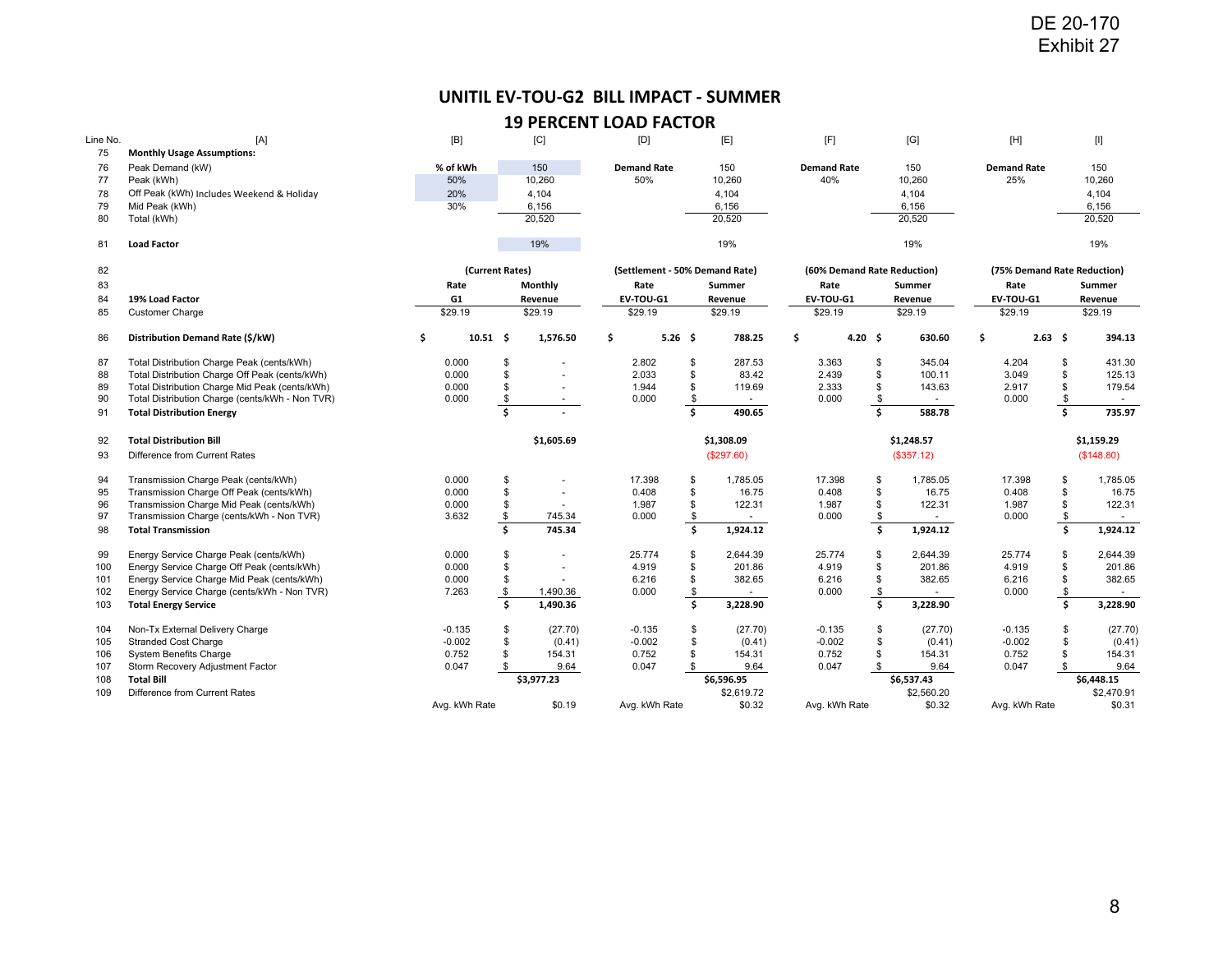DE 20-170
Exhibit 27

# UNITIL EV-TOU-G2 BILL IMPACT - SUMMER

## 19 PERCENT LOAD FACTOR

| Line No. | [A] | [B] | [C] | [D] | [E] | [F] | [G] | [H] | [I] |
|---|---|---|---|---|---|---|---|---|---|
| 75 | **Monthly Usage Assumptions:** | | | | | | | | |
| 76 | Peak Demand (kW) | **% of kWh** | 150 | **Demand Rate** | 150 | **Demand Rate** | 150 | **Demand Rate** | 150 |
| 77 | Peak (kWh) | 50% | 10,260 | 50% | 10,260 | 40% | 10,260 | 25% | 10,260 |
| 78 | Off Peak (kWh) Includes Weekend & Holiday | 20% | 4,104 | | 4,104 | | 4,104 | | 4,104 |
| 79 | Mid Peak (kWh) | 30% | 6,156 | | 6,156 | | 6,156 | | 6,156 |
| 80 | Total (kWh) | | 20,520 | | 20,520 | | 20,520 | | 20,520 |
| 81 | **Load Factor** | | 19% | | 19% | | 19% | | 19% |
| 82 | | **(Current Rates)** | | **(Settlement - 50% Demand Rate)** | | **(60% Demand Rate Reduction)** | | **(75% Demand Rate Reduction)** | |
| 83 | | **Rate** | **Monthly** | **Rate** | **Summer** | **Rate** | **Summer** | **Rate** | **Summer** |
| 84 | **19% Load Factor** | **G1** | **Revenue** | **EV-TOU-G1** | **Revenue** | **EV-TOU-G1** | **Revenue** | **EV-TOU-G1** | **Revenue** |
| 85 | Customer Charge | $29.19 | $29.19 | $29.19 | $29.19 | $29.19 | $29.19 | $29.19 | $29.19 |
| 86 | **Distribution Demand Rate ($/kW)** | **$ 10.51** | **$ 1,576.50** | **$ 5.26** | **$ 788.25** | **$ 4.20** | **$ 630.60** | **$ 2.63** | **$ 394.13** |
| 87 | Total Distribution Charge Peak (cents/kWh) | 0.000 | $ - | 2.802 | $ 287.53 | 3.363 | $ 345.04 | 4.204 | $ 431.30 |
| 88 | Total Distribution Charge Off Peak (cents/kWh) | 0.000 | $ - | 2.033 | $ 83.42 | 2.439 | $ 100.11 | 3.049 | $ 125.13 |
| 89 | Total Distribution Charge Mid Peak (cents/kWh) | 0.000 | $ - | 1.944 | $ 119.69 | 2.333 | $ 143.63 | 2.917 | $ 179.54 |
| 90 | Total Distribution Charge (cents/kWh - Non TVR) | 0.000 | $ - | 0.000 | $ - | 0.000 | $ - | 0.000 | $ - |
| 91 | **Total Distribution Energy** | | **$ -** | | **$ 490.65** | | **$ 588.78** | | **$ 735.97** |
| 92 | **Total Distribution Bill** | | **$1,605.69** | | **$1,308.09** | | **$1,248.57** | | **$1,159.29** |
| 93 | Difference from Current Rates | | | | ($297.60) | | ($357.12) | | ($148.80) |
| 94 | Transmission Charge Peak (cents/kWh) | 0.000 | $ - | 17.398 | $ 1,785.05 | 17.398 | $ 1,785.05 | 17.398 | $ 1,785.05 |
| 95 | Transmission Charge Off Peak (cents/kWh) | 0.000 | $ - | 0.408 | $ 16.75 | 0.408 | $ 16.75 | 0.408 | $ 16.75 |
| 96 | Transmission Charge Mid Peak (cents/kWh) | 0.000 | $ - | 1.987 | $ 122.31 | 1.987 | $ 122.31 | 1.987 | $ 122.31 |
| 97 | Transmission Charge (cents/kWh - Non TVR) | 3.632 | $ 745.34 | 0.000 | $ - | 0.000 | $ - | 0.000 | $ - |
| 98 | **Total Transmission** | | **$ 745.34** | | **$ 1,924.12** | | **$ 1,924.12** | | **$ 1,924.12** |
| 99 | Energy Service Charge Peak (cents/kWh) | 0.000 | $ - | 25.774 | $ 2,644.39 | 25.774 | $ 2,644.39 | 25.774 | $ 2,644.39 |
| 100 | Energy Service Charge Off Peak (cents/kWh) | 0.000 | $ - | 4.919 | $ 201.86 | 4.919 | $ 201.86 | 4.919 | $ 201.86 |
| 101 | Energy Service Charge Mid Peak (cents/kWh) | 0.000 | $ - | 6.216 | $ 382.65 | 6.216 | $ 382.65 | 6.216 | $ 382.65 |
| 102 | Energy Service Charge (cents/kWh - Non TVR) | 7.263 | $ 1,490.36 | 0.000 | $ - | 0.000 | $ - | 0.000 | $ - |
| 103 | **Total Energy Service** | | **$ 1,490.36** | | **$ 3,228.90** | | **$ 3,228.90** | | **$ 3,228.90** |
| 104 | Non-Tx External Delivery Charge | -0.135 | $ (27.70) | -0.135 | $ (27.70) | -0.135 | $ (27.70) | -0.135 | $ (27.70) |
| 105 | Stranded Cost Charge | -0.002 | $ (0.41) | -0.002 | $ (0.41) | -0.002 | $ (0.41) | -0.002 | $ (0.41) |
| 106 | System Benefits Charge | 0.752 | $ 154.31 | 0.752 | $ 154.31 | 0.752 | $ 154.31 | 0.752 | $ 154.31 |
| 107 | Storm Recovery Adjustment Factor | 0.047 | $ 9.64 | 0.047 | $ 9.64 | 0.047 | $ 9.64 | 0.047 | $ 9.64 |
| 108 | **Total Bill** | | **$3,977.23** | | **$6,596.95** | | **$6,537.43** | | **$6,448.15** |
| 109 | Difference from Current Rates | | | | $2,619.72 | | $2,560.20 | | $2,470.91 |
| | | Avg. kWh Rate | $0.19 | Avg. kWh Rate | $0.32 | Avg. kWh Rate | $0.32 | Avg. kWh Rate | $0.31 |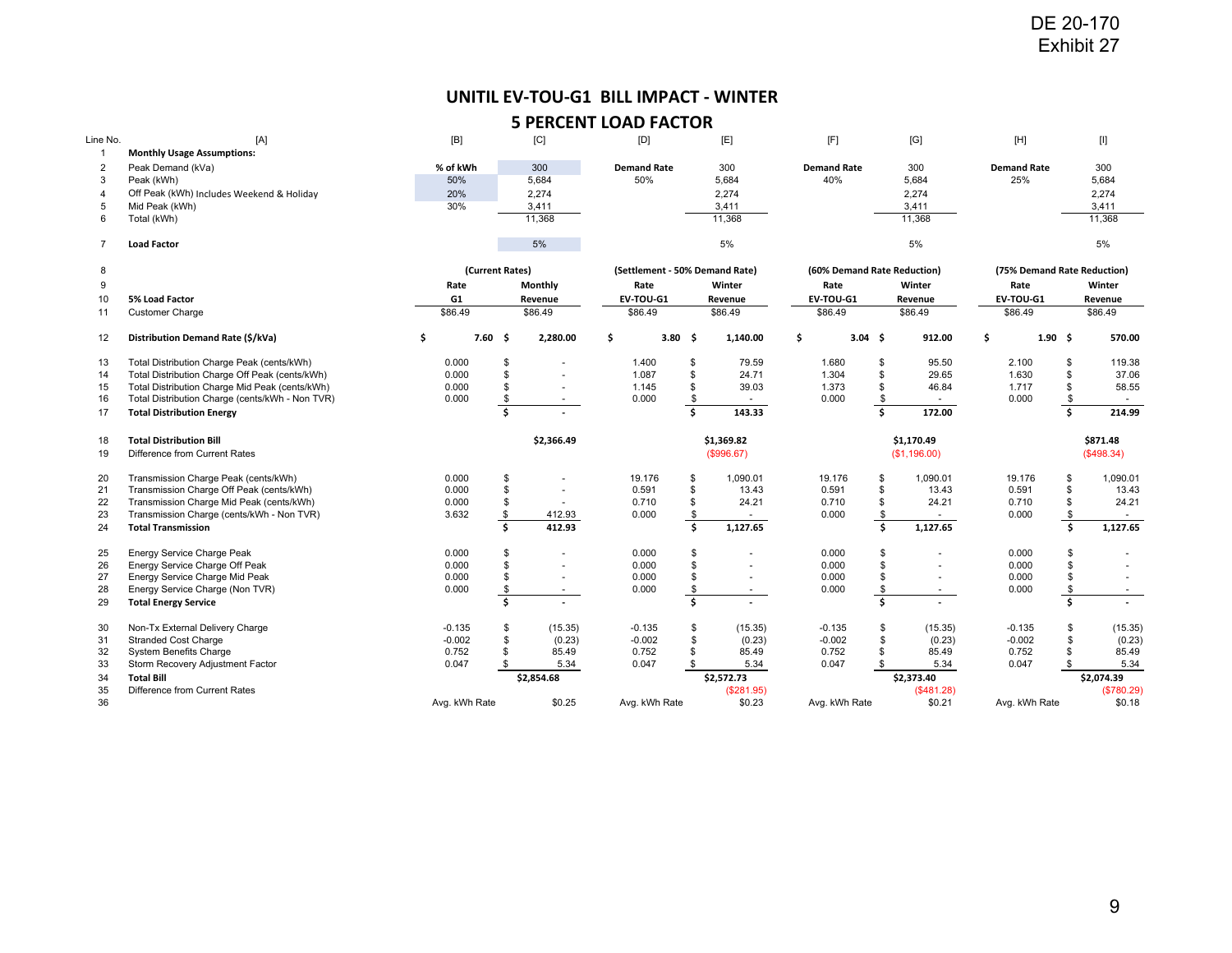DE 20-170
Exhibit 27

# UNITIL EV-TOU-G1 BILL IMPACT - WINTER

## 5 PERCENT LOAD FACTOR

| Line No. | [A] | [B] | [C] | [D] | [E] | [F] | [G] | [H] | [I] |
|---|---|---|---|---|---|---|---|---|---|
| 1 | **Monthly Usage Assumptions:** | | | | | | | | |
| 2 | Peak Demand (kVa) | **% of kWh** | 300 | **Demand Rate** | 300 | **Demand Rate** | 300 | **Demand Rate** | 300 |
| 3 | Peak (kWh) | 50% | 5,684 | 50% | 5,684 | 40% | 5,684 | 25% | 5,684 |
| 4 | Off Peak (kWh) Includes Weekend & Holiday | 20% | 2,274 | | 2,274 | | 2,274 | | 2,274 |
| 5 | Mid Peak (kWh) | 30% | 3,411 | | 3,411 | | 3,411 | | 3,411 |
| 6 | Total (kWh) | | 11,368 | | 11,368 | | 11,368 | | 11,368 |
| 7 | **Load Factor** | | 5% | | 5% | | 5% | | 5% |
| 8 | | **(Current Rates)** | | **(Settlement - 50% Demand Rate)** | | **(60% Demand Rate Reduction)** | | **(75% Demand Rate Reduction)** | |
| 9 | | **Rate** | **Monthly** | **Rate** | **Winter** | **Rate** | **Winter** | **Rate** | **Winter** |
| 10 | **5% Load Factor** | **G1** | **Revenue** | **EV-TOU-G1** | **Revenue** | **EV-TOU-G1** | **Revenue** | **EV-TOU-G1** | **Revenue** |
| 11 | Customer Charge | $86.49 | $86.49 | $86.49 | $86.49 | $86.49 | $86.49 | $86.49 | $86.49 |
| 12 | **Distribution Demand Rate ($/kVa)** | **$ 7.60** | **$ 2,280.00** | **$ 3.80** | **$ 1,140.00** | **$ 3.04** | **$ 912.00** | **$ 1.90** | **$ 570.00** |
| 13 | Total Distribution Charge Peak (cents/kWh) | 0.000 | $ - | 1.400 | $ 79.59 | 1.680 | $ 95.50 | 2.100 | $ 119.38 |
| 14 | Total Distribution Charge Off Peak (cents/kWh) | 0.000 | $ - | 1.087 | $ 24.71 | 1.304 | $ 29.65 | 1.630 | $ 37.06 |
| 15 | Total Distribution Charge Mid Peak (cents/kWh) | 0.000 | $ - | 1.145 | $ 39.03 | 1.373 | $ 46.84 | 1.717 | $ 58.55 |
| 16 | Total Distribution Charge (cents/kWh - Non TVR) | 0.000 | $ - | 0.000 | $ - | 0.000 | $ - | 0.000 | $ - |
| 17 | **Total Distribution Energy** | | **$ -** | | **$ 143.33** | | **$ 172.00** | | **$ 214.99** |
| 18 | **Total Distribution Bill** | | **$2,366.49** | | **$1,369.82** | | **$1,170.49** | | **$871.48** |
| 19 | Difference from Current Rates | | | | ($996.67) | | ($1,196.00) | | ($498.34) |
| 20 | Transmission Charge Peak (cents/kWh) | 0.000 | $ - | 19.176 | $ 1,090.01 | 19.176 | $ 1,090.01 | 19.176 | $ 1,090.01 |
| 21 | Transmission Charge Off Peak (cents/kWh) | 0.000 | $ - | 0.591 | $ 13.43 | 0.591 | $ 13.43 | 0.591 | $ 13.43 |
| 22 | Transmission Charge Mid Peak (cents/kWh) | 0.000 | $ - | 0.710 | $ 24.21 | 0.710 | $ 24.21 | 0.710 | $ 24.21 |
| 23 | Transmission Charge (cents/kWh - Non TVR) | 3.632 | $ 412.93 | 0.000 | $ - | 0.000 | $ - | 0.000 | $ - |
| 24 | **Total Transmission** | | **$ 412.93** | | **$ 1,127.65** | | **$ 1,127.65** | | **$ 1,127.65** |
| 25 | Energy Service Charge Peak | 0.000 | $ - | 0.000 | $ - | 0.000 | $ - | 0.000 | $ - |
| 26 | Energy Service Charge Off Peak | 0.000 | $ - | 0.000 | $ - | 0.000 | $ - | 0.000 | $ - |
| 27 | Energy Service Charge Mid Peak | 0.000 | $ - | 0.000 | $ - | 0.000 | $ - | 0.000 | $ - |
| 28 | Energy Service Charge (Non TVR) | 0.000 | $ - | 0.000 | $ - | 0.000 | $ - | 0.000 | $ - |
| 29 | **Total Energy Service** | | **$ -** | | **$ -** | | **$ -** | | **$ -** |
| 30 | Non-Tx External Delivery Charge | -0.135 | $ (15.35) | -0.135 | $ (15.35) | -0.135 | $ (15.35) | -0.135 | $ (15.35) |
| 31 | Stranded Cost Charge | -0.002 | $ (0.23) | -0.002 | $ (0.23) | -0.002 | $ (0.23) | -0.002 | $ (0.23) |
| 32 | System Benefits Charge | 0.752 | $ 85.49 | 0.752 | $ 85.49 | 0.752 | $ 85.49 | 0.752 | $ 85.49 |
| 33 | Storm Recovery Adjustment Factor | 0.047 | $ 5.34 | 0.047 | $ 5.34 | 0.047 | $ 5.34 | 0.047 | $ 5.34 |
| 34 | **Total Bill** | | **$2,854.68** | | **$2,572.73** | | **$2,373.40** | | **$2,074.39** |
| 35 | Difference from Current Rates | | | | ($281.95) | | ($481.28) | | ($780.29) |
| 36 | | Avg. kWh Rate | $0.25 | Avg. kWh Rate | $0.23 | Avg. kWh Rate | $0.21 | Avg. kWh Rate | $0.18 |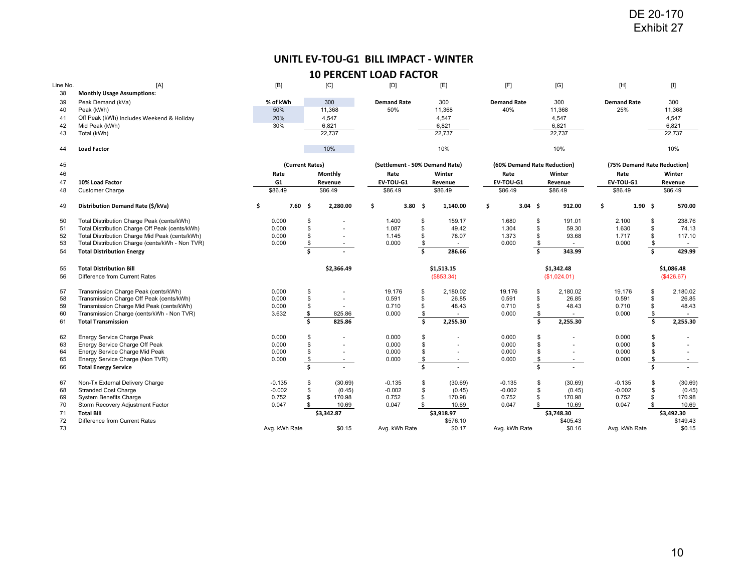DE 20-170
Exhibit 27

## UNITL EV-TOU-G1 BILL IMPACT - WINTER

## 10 PERCENT LOAD FACTOR

| Line No. | [A] | [B] | [C] | [D] | [E] | [F] | [G] | [H] | [I] |
|---|---|---|---|---|---|---|---|---|---|
| 38 | **Monthly Usage Assumptions:** | | | | | | | | |
| 39 | Peak Demand (kVa) | **% of kWh** | 300 | **Demand Rate** | 300 | **Demand Rate** | 300 | **Demand Rate** | 300 |
| 40 | Peak (kWh) | 50% | 11,368 | 50% | 11,368 | 40% | 11,368 | 25% | 11,368 |
| 41 | Off Peak (kWh) Includes Weekend & Holiday | 20% | 4,547 | | 4,547 | | 4,547 | | 4,547 |
| 42 | Mid Peak (kWh) | 30% | 6,821 | | 6,821 | | 6,821 | | 6,821 |
| 43 | Total (kWh) | | 22,737 | | 22,737 | | 22,737 | | 22,737 |
| 44 | **Load Factor** | | 10% | | 10% | | 10% | | 10% |
| 45 | | **(Current Rates)** | | **(Settlement - 50% Demand Rate)** | | **(60% Demand Rate Reduction)** | | **(75% Demand Rate Reduction)** | |
| 46 | | **Rate** | **Monthly** | **Rate** | **Winter** | **Rate** | **Winter** | **Rate** | **Winter** |
| 47 | **10% Load Factor** | **G1** | **Revenue** | **EV-TOU-G1** | **Revenue** | **EV-TOU-G1** | **Revenue** | **EV-TOU-G1** | **Revenue** |
| 48 | Customer Charge | $86.49 | $86.49 | $86.49 | $86.49 | $86.49 | $86.49 | $86.49 | $86.49 |
| 49 | **Distribution Demand Rate ($/kVa)** | **$ 7.60** | **$ 2,280.00** | **$ 3.80** | **$ 1,140.00** | **$ 3.04** | **$ 912.00** | **$ 1.90** | **$ 570.00** |
| 50 | Total Distribution Charge Peak (cents/kWh) | 0.000 | $ - | 1.400 | $ 159.17 | 1.680 | $ 191.01 | 2.100 | $ 238.76 |
| 51 | Total Distribution Charge Off Peak (cents/kWh) | 0.000 | $ - | 1.087 | $ 49.42 | 1.304 | $ 59.30 | 1.630 | $ 74.13 |
| 52 | Total Distribution Charge Mid Peak (cents/kWh) | 0.000 | $ - | 1.145 | $ 78.07 | 1.373 | $ 93.68 | 1.717 | $ 117.10 |
| 53 | Total Distribution Charge (cents/kWh - Non TVR) | 0.000 | $ - | 0.000 | $ - | 0.000 | $ - | 0.000 | $ - |
| 54 | **Total Distribution Energy** | | **$ -** | | **$ 286.66** | | **$ 343.99** | | **$ 429.99** |
| 55 | **Total Distribution Bill** | | **$2,366.49** | | **$1,513.15** | | **$1,342.48** | | **$1,086.48** |
| 56 | Difference from Current Rates | | | | ($853.34) | | ($1,024.01) | | ($426.67) |
| 57 | Transmission Charge Peak (cents/kWh) | 0.000 | $ - | 19.176 | $ 2,180.02 | 19.176 | $ 2,180.02 | 19.176 | $ 2,180.02 |
| 58 | Transmission Charge Off Peak (cents/kWh) | 0.000 | $ - | 0.591 | $ 26.85 | 0.591 | $ 26.85 | 0.591 | $ 26.85 |
| 59 | Transmission Charge Mid Peak (cents/kWh) | 0.000 | $ - | 0.710 | $ 48.43 | 0.710 | $ 48.43 | 0.710 | $ 48.43 |
| 60 | Transmission Charge (cents/kWh - Non TVR) | 3.632 | $ 825.86 | 0.000 | $ - | 0.000 | $ - | 0.000 | $ - |
| 61 | **Total Transmission** | | **$ 825.86** | | **$ 2,255.30** | | **$ 2,255.30** | | **$ 2,255.30** |
| 62 | Energy Service Charge Peak | 0.000 | $ - | 0.000 | $ - | 0.000 | $ - | 0.000 | $ - |
| 63 | Energy Service Charge Off Peak | 0.000 | $ - | 0.000 | $ - | 0.000 | $ - | 0.000 | $ - |
| 64 | Energy Service Charge Mid Peak | 0.000 | $ - | 0.000 | $ - | 0.000 | $ - | 0.000 | $ - |
| 65 | Energy Service Charge (Non TVR) | 0.000 | $ - | 0.000 | $ - | 0.000 | $ - | 0.000 | $ - |
| 66 | **Total Energy Service** | | **$ -** | | **$ -** | | **$ -** | | **$ -** |
| 67 | Non-Tx External Delivery Charge | -0.135 | $ (30.69) | -0.135 | $ (30.69) | -0.135 | $ (30.69) | -0.135 | $ (30.69) |
| 68 | Stranded Cost Charge | -0.002 | $ (0.45) | -0.002 | $ (0.45) | -0.002 | $ (0.45) | -0.002 | $ (0.45) |
| 69 | System Benefits Charge | 0.752 | $ 170.98 | 0.752 | $ 170.98 | 0.752 | $ 170.98 | 0.752 | $ 170.98 |
| 70 | Storm Recovery Adjustment Factor | 0.047 | $ 10.69 | 0.047 | $ 10.69 | 0.047 | $ 10.69 | 0.047 | $ 10.69 |
| 71 | **Total Bill** | | **$3,342.87** | | **$3,918.97** | | **$3,748.30** | | **$3,492.30** |
| 72 | Difference from Current Rates | | | | $576.10 | | $405.43 | | $149.43 |
| 73 | | Avg. kWh Rate | $0.15 | Avg. kWh Rate | $0.17 | Avg. kWh Rate | $0.16 | Avg. kWh Rate | $0.15 |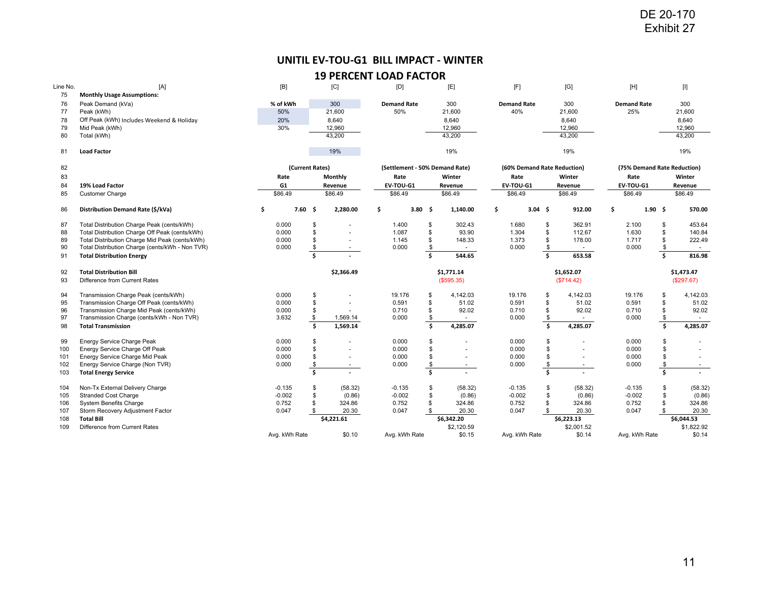DE 20-170
Exhibit 27

## UNITIL EV-TOU-G1 BILL IMPACT - WINTER

## 19 PERCENT LOAD FACTOR

| Line No. | [A] | [B] | [C] | [D] | [E] | [F] | [G] | [H] | [I] |
|---|---|---|---|---|---|---|---|---|---|
| 75 | **Monthly Usage Assumptions:** | | | | | | | | |
| 76 | Peak Demand (kVa) | **% of kWh** | 300 | **Demand Rate** | 300 | **Demand Rate** | 300 | **Demand Rate** | 300 |
| 77 | Peak (kWh) | 50% | 21,600 | 50% | 21,600 | 40% | 21,600 | 25% | 21,600 |
| 78 | Off Peak (kWh) Includes Weekend & Holiday | 20% | 8,640 | | 8,640 | | 8,640 | | 8,640 |
| 79 | Mid Peak (kWh) | 30% | 12,960 | | 12,960 | | 12,960 | | 12,960 |
| 80 | Total (kWh) | | 43,200 | | 43,200 | | 43,200 | | 43,200 |
| 81 | **Load Factor** | | 19% | | 19% | | 19% | | 19% |
| 82 | | **(Current Rates)** | | **(Settlement - 50% Demand Rate)** | | **(60% Demand Rate Reduction)** | | **(75% Demand Rate Reduction)** | |
| 83 | | **Rate** | **Monthly** | **Rate** | **Winter** | **Rate** | **Winter** | **Rate** | **Winter** |
| 84 | **19% Load Factor** | **G1** | **Revenue** | **EV-TOU-G1** | **Revenue** | **EV-TOU-G1** | **Revenue** | **EV-TOU-G1** | **Revenue** |
| 85 | Customer Charge | $86.49 | $86.49 | $86.49 | $86.49 | $86.49 | $86.49 | $86.49 | $86.49 |
| 86 | **Distribution Demand Rate ($/kVa)** | **$ 7.60** | **$ 2,280.00** | **$ 3.80** | **$ 1,140.00** | **$ 3.04** | **$ 912.00** | **$ 1.90** | **$ 570.00** |
| 87 | Total Distribution Charge Peak (cents/kWh) | 0.000 | $ - | 1.400 | $ 302.43 | 1.680 | $ 362.91 | 2.100 | $ 453.64 |
| 88 | Total Distribution Charge Off Peak (cents/kWh) | 0.000 | $ - | 1.087 | $ 93.90 | 1.304 | $ 112.67 | 1.630 | $ 140.84 |
| 89 | Total Distribution Charge Mid Peak (cents/kWh) | 0.000 | $ - | 1.145 | $ 148.33 | 1.373 | $ 178.00 | 1.717 | $ 222.49 |
| 90 | Total Distribution Charge (cents/kWh - Non TVR) | 0.000 | $ - | 0.000 | $ - | 0.000 | $ - | 0.000 | $ - |
| 91 | **Total Distribution Energy** | | **$ -** | | **$ 544.65** | | **$ 653.58** | | **$ 816.98** |
| 92 | **Total Distribution Bill** | | **$2,366.49** | | **$1,771.14** | | **$1,652.07** | | **$1,473.47** |
| 93 | Difference from Current Rates | | | | ($595.35) | | ($714.42) | | ($297.67) |
| 94 | Transmission Charge Peak (cents/kWh) | 0.000 | $ - | 19.176 | $ 4,142.03 | 19.176 | $ 4,142.03 | 19.176 | $ 4,142.03 |
| 95 | Transmission Charge Off Peak (cents/kWh) | 0.000 | $ - | 0.591 | $ 51.02 | 0.591 | $ 51.02 | 0.591 | $ 51.02 |
| 96 | Transmission Charge Mid Peak (cents/kWh) | 0.000 | $ - | 0.710 | $ 92.02 | 0.710 | $ 92.02 | 0.710 | $ 92.02 |
| 97 | Transmission Charge (cents/kWh - Non TVR) | 3.632 | $ 1,569.14 | 0.000 | $ - | 0.000 | $ - | 0.000 | $ - |
| 98 | **Total Transmission** | | **$ 1,569.14** | | **$ 4,285.07** | | **$ 4,285.07** | | **$ 4,285.07** |
| 99 | Energy Service Charge Peak | 0.000 | $ - | 0.000 | $ - | 0.000 | $ - | 0.000 | $ - |
| 100 | Energy Service Charge Off Peak | 0.000 | $ - | 0.000 | $ - | 0.000 | $ - | 0.000 | $ - |
| 101 | Energy Service Charge Mid Peak | 0.000 | $ - | 0.000 | $ - | 0.000 | $ - | 0.000 | $ - |
| 102 | Energy Service Charge (Non TVR) | 0.000 | $ - | 0.000 | $ - | 0.000 | $ - | 0.000 | $ - |
| 103 | **Total Energy Service** | | **$ -** | | **$ -** | | **$ -** | | **$ -** |
| 104 | Non-Tx External Delivery Charge | -0.135 | $ (58.32) | -0.135 | $ (58.32) | -0.135 | $ (58.32) | -0.135 | $ (58.32) |
| 105 | Stranded Cost Charge | -0.002 | $ (0.86) | -0.002 | $ (0.86) | -0.002 | $ (0.86) | -0.002 | $ (0.86) |
| 106 | System Benefits Charge | 0.752 | $ 324.86 | 0.752 | $ 324.86 | 0.752 | $ 324.86 | 0.752 | $ 324.86 |
| 107 | Storm Recovery Adjustment Factor | 0.047 | $ 20.30 | 0.047 | $ 20.30 | 0.047 | $ 20.30 | 0.047 | $ 20.30 |
| 108 | **Total Bill** | | **$4,221.61** | | **$6,342.20** | | **$6,223.13** | | **$6,044.53** |
| 109 | Difference from Current Rates | | | | $2,120.59 | | $2,001.52 | | $1,822.92 |
| | | Avg. kWh Rate | $0.10 | Avg. kWh Rate | $0.15 | Avg. kWh Rate | $0.14 | Avg. kWh Rate | $0.14 |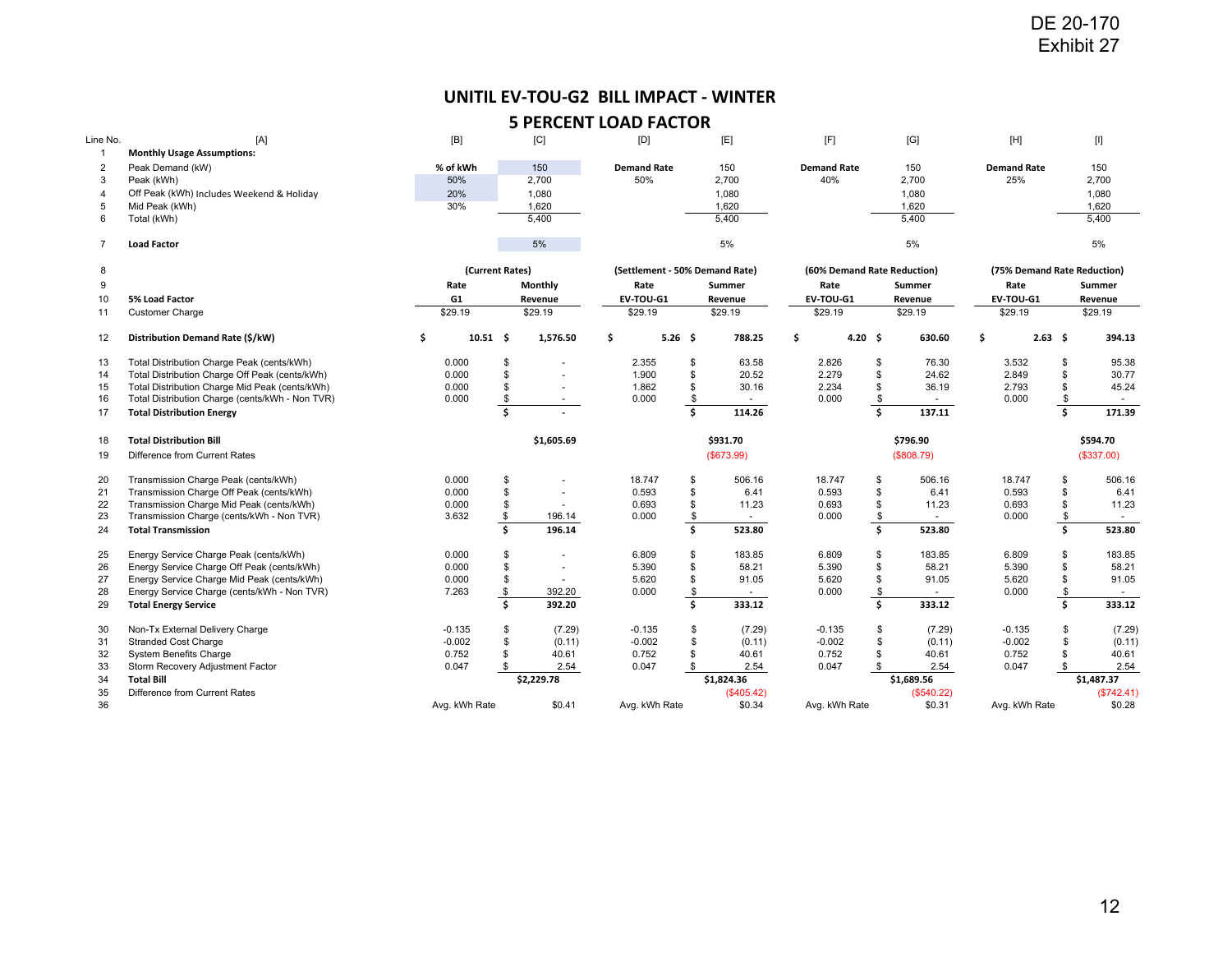DE 20-170
Exhibit 27

## UNITIL EV-TOU-G2 BILL IMPACT - WINTER

## 5 PERCENT LOAD FACTOR

| Line No. | [A] | [B] | [C] | [D] | [E] | [F] | [G] | [H] | [I] |
|---|---|---|---|---|---|---|---|---|---|
| 1 | **Monthly Usage Assumptions:** | | | | | | | | |
| 2 | Peak Demand (kW) | **% of kWh** | 150 | **Demand Rate** | 150 | **Demand Rate** | 150 | **Demand Rate** | 150 |
| 3 | Peak (kWh) | 50% | 2,700 | 50% | 2,700 | 40% | 2,700 | 25% | 2,700 |
| 4 | Off Peak (kWh) Includes Weekend & Holiday | 20% | 1,080 | | 1,080 | | 1,080 | | 1,080 |
| 5 | Mid Peak (kWh) | 30% | 1,620 | | 1,620 | | 1,620 | | 1,620 |
| 6 | Total (kWh) | | 5,400 | | 5,400 | | 5,400 | | 5,400 |
| 7 | **Load Factor** | | 5% | | 5% | | 5% | | 5% |
| 8 | | **(Current Rates)** | | **(Settlement - 50% Demand Rate)** | | **(60% Demand Rate Reduction)** | | **(75% Demand Rate Reduction)** | |
| 9 | | **Rate** | **Monthly** | **Rate** | **Summer** | **Rate** | **Summer** | **Rate** | **Summer** |
| 10 | **5% Load Factor** | **G1** | **Revenue** | **EV-TOU-G1** | **Revenue** | **EV-TOU-G1** | **Revenue** | **EV-TOU-G1** | **Revenue** |
| 11 | Customer Charge | $29.19 | $29.19 | $29.19 | $29.19 | $29.19 | $29.19 | $29.19 | $29.19 |
| 12 | **Distribution Demand Rate ($/kW)** | **$ 10.51** | **$ 1,576.50** | **$ 5.26** | **$ 788.25** | **$ 4.20** | **$ 630.60** | **$ 2.63** | **$ 394.13** |
| 13 | Total Distribution Charge Peak (cents/kWh) | 0.000 | $ - | 2.355 | $ 63.58 | 2.826 | $ 76.30 | 3.532 | $ 95.38 |
| 14 | Total Distribution Charge Off Peak (cents/kWh) | 0.000 | $ - | 1.900 | $ 20.52 | 2.279 | $ 24.62 | 2.849 | $ 30.77 |
| 15 | Total Distribution Charge Mid Peak (cents/kWh) | 0.000 | $ - | 1.862 | $ 30.16 | 2.234 | $ 36.19 | 2.793 | $ 45.24 |
| 16 | Total Distribution Charge (cents/kWh - Non TVR) | 0.000 | $ - | 0.000 | $ - | 0.000 | $ - | 0.000 | $ - |
| 17 | **Total Distribution Energy** | | **$ -** | | **$ 114.26** | | **$ 137.11** | | **$ 171.39** |
| 18 | **Total Distribution Bill** | | **$1,605.69** | | **$931.70** | | **$796.90** | | **$594.70** |
| 19 | Difference from Current Rates | | | | ($673.99) | | ($808.79) | | ($337.00) |
| 20 | Transmission Charge Peak (cents/kWh) | 0.000 | $ - | 18.747 | $ 506.16 | 18.747 | $ 506.16 | 18.747 | $ 506.16 |
| 21 | Transmission Charge Off Peak (cents/kWh) | 0.000 | $ - | 0.593 | $ 6.41 | 0.593 | $ 6.41 | 0.593 | $ 6.41 |
| 22 | Transmission Charge Mid Peak (cents/kWh) | 0.000 | $ - | 0.693 | $ 11.23 | 0.693 | $ 11.23 | 0.693 | $ 11.23 |
| 23 | Transmission Charge (cents/kWh - Non TVR) | 3.632 | $ 196.14 | 0.000 | $ - | 0.000 | $ - | 0.000 | $ - |
| 24 | **Total Transmission** | | **$ 196.14** | | **$ 523.80** | | **$ 523.80** | | **$ 523.80** |
| 25 | Energy Service Charge Peak (cents/kWh) | 0.000 | $ - | 6.809 | $ 183.85 | 6.809 | $ 183.85 | 6.809 | $ 183.85 |
| 26 | Energy Service Charge Off Peak (cents/kWh) | 0.000 | $ - | 5.390 | $ 58.21 | 5.390 | $ 58.21 | 5.390 | $ 58.21 |
| 27 | Energy Service Charge Mid Peak (cents/kWh) | 0.000 | $ - | 5.620 | $ 91.05 | 5.620 | $ 91.05 | 5.620 | $ 91.05 |
| 28 | Energy Service Charge (cents/kWh - Non TVR) | 7.263 | $ 392.20 | 0.000 | $ - | 0.000 | $ - | 0.000 | $ - |
| 29 | **Total Energy Service** | | **$ 392.20** | | **$ 333.12** | | **$ 333.12** | | **$ 333.12** |
| 30 | Non-Tx External Delivery Charge | -0.135 | $ (7.29) | -0.135 | $ (7.29) | -0.135 | $ (7.29) | -0.135 | $ (7.29) |
| 31 | Stranded Cost Charge | -0.002 | $ (0.11) | -0.002 | $ (0.11) | -0.002 | $ (0.11) | -0.002 | $ (0.11) |
| 32 | System Benefits Charge | 0.752 | $ 40.61 | 0.752 | $ 40.61 | 0.752 | $ 40.61 | 0.752 | $ 40.61 |
| 33 | Storm Recovery Adjustment Factor | 0.047 | $ 2.54 | 0.047 | $ 2.54 | 0.047 | $ 2.54 | 0.047 | $ 2.54 |
| 34 | **Total Bill** | | **$2,229.78** | | **$1,824.36** | | **$1,689.56** | | **$1,487.37** |
| 35 | Difference from Current Rates | | | | ($405.42) | | ($540.22) | | ($742.41) |
| 36 | | Avg. kWh Rate | $0.41 | Avg. kWh Rate | $0.34 | Avg. kWh Rate | $0.31 | Avg. kWh Rate | $0.28 |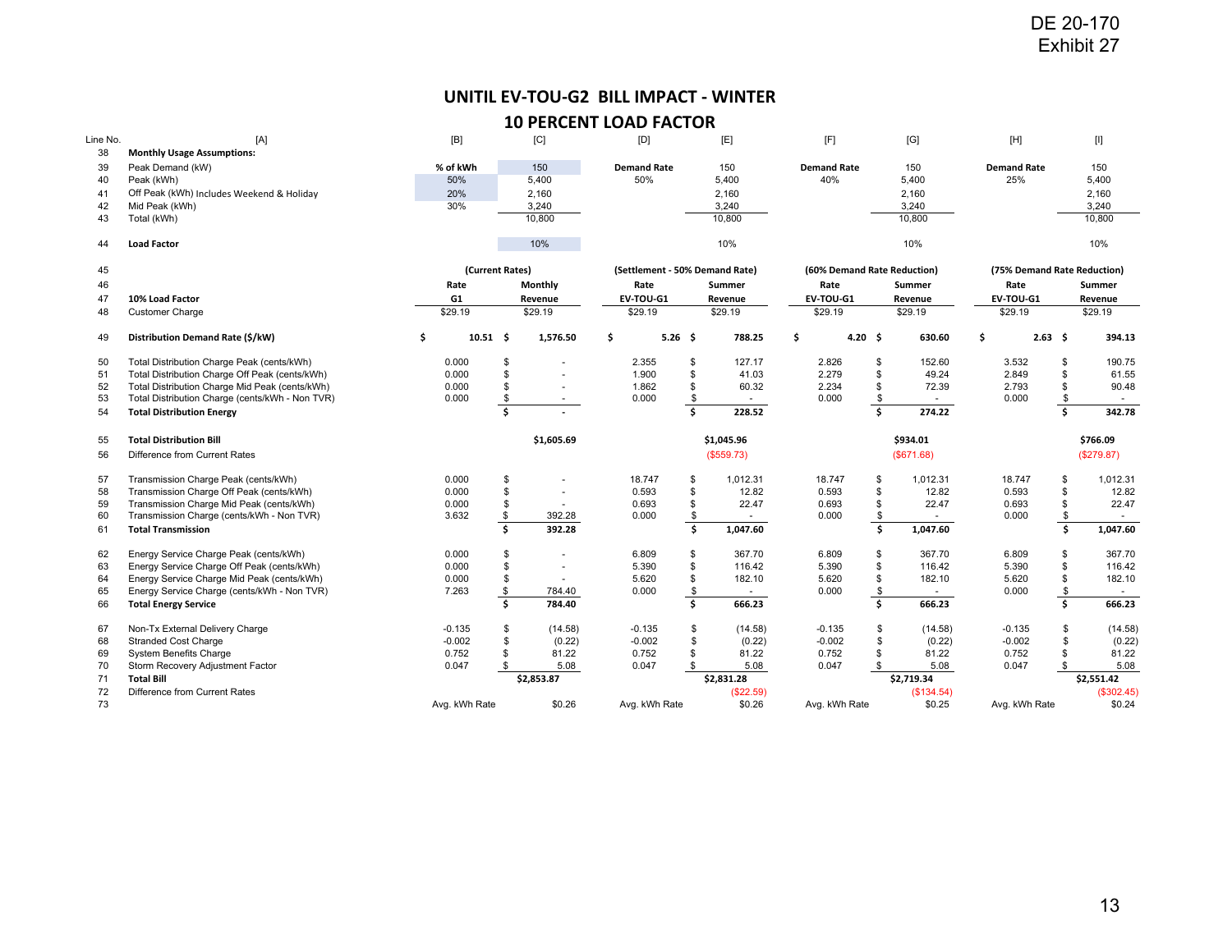DE 20-170
Exhibit 27

# UNITIL EV-TOU-G2 BILL IMPACT - WINTER

## 10 PERCENT LOAD FACTOR

| Line No. | [A] | [B] | [C] | [D] | [E] | [F] | [G] | [H] | [I] |
|---|---|---|---|---|---|---|---|---|---|
| 38 | **Monthly Usage Assumptions:** | | | | | | | | |
| 39 | Peak Demand (kW) | **% of kWh** | 150 | **Demand Rate** | 150 | **Demand Rate** | 150 | **Demand Rate** | 150 |
| 40 | Peak (kWh) | 50% | 5,400 | 50% | 5,400 | 40% | 5,400 | 25% | 5,400 |
| 41 | Off Peak (kWh) Includes Weekend & Holiday | 20% | 2,160 | | 2,160 | | 2,160 | | 2,160 |
| 42 | Mid Peak (kWh) | 30% | 3,240 | | 3,240 | | 3,240 | | 3,240 |
| 43 | Total (kWh) | | 10,800 | | 10,800 | | 10,800 | | 10,800 |
| 44 | **Load Factor** | | 10% | | 10% | | 10% | | 10% |
| 45 | | **(Current Rates)** | | **(Settlement - 50% Demand Rate)** | | **(60% Demand Rate Reduction)** | | **(75% Demand Rate Reduction)** | |
| 46 | | **Rate** | **Monthly** | **Rate** | **Summer** | **Rate** | **Summer** | **Rate** | **Summer** |
| 47 | **10% Load Factor** | **G1** | **Revenue** | **EV-TOU-G1** | **Revenue** | **EV-TOU-G1** | **Revenue** | **EV-TOU-G1** | **Revenue** |
| 48 | Customer Charge | $29.19 | $29.19 | $29.19 | $29.19 | $29.19 | $29.19 | $29.19 | $29.19 |
| 49 | **Distribution Demand Rate ($/kW)** | **$ 10.51** | **$ 1,576.50** | **$ 5.26** | **$ 788.25** | **$ 4.20** | **$ 630.60** | **$ 2.63** | **$ 394.13** |
| 50 | Total Distribution Charge Peak (cents/kWh) | 0.000 | $ - | 2.355 | $ 127.17 | 2.826 | $ 152.60 | 3.532 | $ 190.75 |
| 51 | Total Distribution Charge Off Peak (cents/kWh) | 0.000 | $ - | 1.900 | $ 41.03 | 2.279 | $ 49.24 | 2.849 | $ 61.55 |
| 52 | Total Distribution Charge Mid Peak (cents/kWh) | 0.000 | $ - | 1.862 | $ 60.32 | 2.234 | $ 72.39 | 2.793 | $ 90.48 |
| 53 | Total Distribution Charge (cents/kWh - Non TVR) | 0.000 | $ - | 0.000 | $ - | 0.000 | $ - | 0.000 | $ - |
| 54 | **Total Distribution Energy** | | **$ -** | | **$ 228.52** | | **$ 274.22** | | **$ 342.78** |
| 55 | **Total Distribution Bill** | | **$1,605.69** | | **$1,045.96** | | **$934.01** | | **$766.09** |
| 56 | Difference from Current Rates | | | | ($559.73) | | ($671.68) | | ($279.87) |
| 57 | Transmission Charge Peak (cents/kWh) | 0.000 | $ - | 18.747 | $ 1,012.31 | 18.747 | $ 1,012.31 | 18.747 | $ 1,012.31 |
| 58 | Transmission Charge Off Peak (cents/kWh) | 0.000 | $ - | 0.593 | $ 12.82 | 0.593 | $ 12.82 | 0.593 | $ 12.82 |
| 59 | Transmission Charge Mid Peak (cents/kWh) | 0.000 | $ - | 0.693 | $ 22.47 | 0.693 | $ 22.47 | 0.693 | $ 22.47 |
| 60 | Transmission Charge (cents/kWh - Non TVR) | 3.632 | $ 392.28 | 0.000 | $ - | 0.000 | $ - | 0.000 | $ - |
| 61 | **Total Transmission** | | **$ 392.28** | | **$ 1,047.60** | | **$ 1,047.60** | | **$ 1,047.60** |
| 62 | Energy Service Charge Peak (cents/kWh) | 0.000 | $ - | 6.809 | $ 367.70 | 6.809 | $ 367.70 | 6.809 | $ 367.70 |
| 63 | Energy Service Charge Off Peak (cents/kWh) | 0.000 | $ - | 5.390 | $ 116.42 | 5.390 | $ 116.42 | 5.390 | $ 116.42 |
| 64 | Energy Service Charge Mid Peak (cents/kWh) | 0.000 | $ - | 5.620 | $ 182.10 | 5.620 | $ 182.10 | 5.620 | $ 182.10 |
| 65 | Energy Service Charge (cents/kWh - Non TVR) | 7.263 | $ 784.40 | 0.000 | $ - | 0.000 | $ - | 0.000 | $ - |
| 66 | **Total Energy Service** | | **$ 784.40** | | **$ 666.23** | | **$ 666.23** | | **$ 666.23** |
| 67 | Non-Tx External Delivery Charge | -0.135 | $ (14.58) | -0.135 | $ (14.58) | -0.135 | $ (14.58) | -0.135 | $ (14.58) |
| 68 | Stranded Cost Charge | -0.002 | $ (0.22) | -0.002 | $ (0.22) | -0.002 | $ (0.22) | -0.002 | $ (0.22) |
| 69 | System Benefits Charge | 0.752 | $ 81.22 | 0.752 | $ 81.22 | 0.752 | $ 81.22 | 0.752 | $ 81.22 |
| 70 | Storm Recovery Adjustment Factor | 0.047 | $ 5.08 | 0.047 | $ 5.08 | 0.047 | $ 5.08 | 0.047 | $ 5.08 |
| 71 | **Total Bill** | | **$2,853.87** | | **$2,831.28** | | **$2,719.34** | | **$2,551.42** |
| 72 | Difference from Current Rates | | | | ($22.59) | | ($134.54) | | ($302.45) |
| 73 | | Avg. kWh Rate | $0.26 | Avg. kWh Rate | $0.26 | Avg. kWh Rate | $0.25 | Avg. kWh Rate | $0.24 |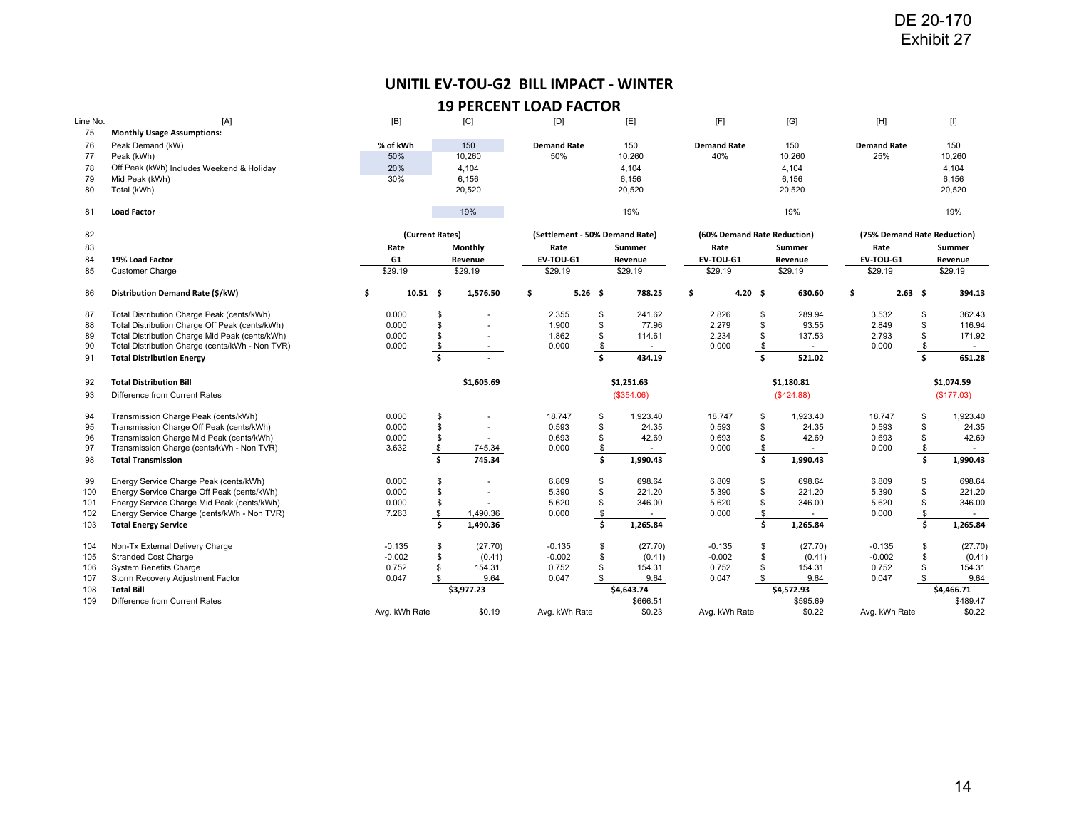DE 20-170
Exhibit 27

# UNITIL EV-TOU-G2 BILL IMPACT - WINTER

## 19 PERCENT LOAD FACTOR

| Line No. | [A] | [B] | [C] | [D] | [E] | [F] | [G] | [H] | [I] |
|---|---|---|---|---|---|---|---|---|---|
| 75 | **Monthly Usage Assumptions:** | | | | | | | | |
| 76 | Peak Demand (kW) | **% of kWh** | 150 | **Demand Rate** | 150 | **Demand Rate** | 150 | **Demand Rate** | 150 |
| 77 | Peak (kWh) | 50% | 10,260 | 50% | 10,260 | 40% | 10,260 | 25% | 10,260 |
| 78 | Off Peak (kWh) Includes Weekend & Holiday | 20% | 4,104 | | 4,104 | | 4,104 | | 4,104 |
| 79 | Mid Peak (kWh) | 30% | 6,156 | | 6,156 | | 6,156 | | 6,156 |
| 80 | Total (kWh) | | 20,520 | | 20,520 | | 20,520 | | 20,520 |
| 81 | **Load Factor** | | 19% | | 19% | | 19% | | 19% |
| 82 | | **(Current Rates)** | | **(Settlement - 50% Demand Rate)** | | **(60% Demand Rate Reduction)** | | **(75% Demand Rate Reduction)** | |
| 83 | | **Rate** | **Monthly** | **Rate** | **Summer** | **Rate** | **Summer** | **Rate** | **Summer** |
| 84 | **19% Load Factor** | **G1** | **Revenue** | **EV-TOU-G1** | **Revenue** | **EV-TOU-G1** | **Revenue** | **EV-TOU-G1** | **Revenue** |
| 85 | Customer Charge | $29.19 | $29.19 | $29.19 | $29.19 | $29.19 | $29.19 | $29.19 | $29.19 |
| 86 | **Distribution Demand Rate ($/kW)** | **$ 10.51** | **$ 1,576.50** | **$ 5.26** | **$ 788.25** | **$ 4.20** | **$ 630.60** | **$ 2.63** | **$ 394.13** |
| 87 | Total Distribution Charge Peak (cents/kWh) | 0.000 | $ - | 2.355 | $ 241.62 | 2.826 | $ 289.94 | 3.532 | $ 362.43 |
| 88 | Total Distribution Charge Off Peak (cents/kWh) | 0.000 | $ - | 1.900 | $ 77.96 | 2.279 | $ 93.55 | 2.849 | $ 116.94 |
| 89 | Total Distribution Charge Mid Peak (cents/kWh) | 0.000 | $ - | 1.862 | $ 114.61 | 2.234 | $ 137.53 | 2.793 | $ 171.92 |
| 90 | Total Distribution Charge (cents/kWh - Non TVR) | 0.000 | $ - | 0.000 | $ - | 0.000 | $ - | 0.000 | $ - |
| 91 | **Total Distribution Energy** | | **$ -** | | **$ 434.19** | | **$ 521.02** | | **$ 651.28** |
| 92 | **Total Distribution Bill** | | **$1,605.69** | | **$1,251.63** | | **$1,180.81** | | **$1,074.59** |
| 93 | Difference from Current Rates | | | | ($354.06) | | ($424.88) | | ($177.03) |
| 94 | Transmission Charge Peak (cents/kWh) | 0.000 | $ - | 18.747 | $ 1,923.40 | 18.747 | $ 1,923.40 | 18.747 | $ 1,923.40 |
| 95 | Transmission Charge Off Peak (cents/kWh) | 0.000 | $ - | 0.593 | $ 24.35 | 0.593 | $ 24.35 | 0.593 | $ 24.35 |
| 96 | Transmission Charge Mid Peak (cents/kWh) | 0.000 | $ - | 0.693 | $ 42.69 | 0.693 | $ 42.69 | 0.693 | $ 42.69 |
| 97 | Transmission Charge (cents/kWh - Non TVR) | 3.632 | $ 745.34 | 0.000 | $ - | 0.000 | $ - | 0.000 | $ - |
| 98 | **Total Transmission** | | **$ 745.34** | | **$ 1,990.43** | | **$ 1,990.43** | | **$ 1,990.43** |
| 99 | Energy Service Charge Peak (cents/kWh) | 0.000 | $ - | 6.809 | $ 698.64 | 6.809 | $ 698.64 | 6.809 | $ 698.64 |
| 100 | Energy Service Charge Off Peak (cents/kWh) | 0.000 | $ - | 5.390 | $ 221.20 | 5.390 | $ 221.20 | 5.390 | $ 221.20 |
| 101 | Energy Service Charge Mid Peak (cents/kWh) | 0.000 | $ - | 5.620 | $ 346.00 | 5.620 | $ 346.00 | 5.620 | $ 346.00 |
| 102 | Energy Service Charge (cents/kWh - Non TVR) | 7.263 | $ 1,490.36 | 0.000 | $ - | 0.000 | $ - | 0.000 | $ - |
| 103 | **Total Energy Service** | | **$ 1,490.36** | | **$ 1,265.84** | | **$ 1,265.84** | | **$ 1,265.84** |
| 104 | Non-Tx External Delivery Charge | -0.135 | $ (27.70) | -0.135 | $ (27.70) | -0.135 | $ (27.70) | -0.135 | $ (27.70) |
| 105 | Stranded Cost Charge | -0.002 | $ (0.41) | -0.002 | $ (0.41) | -0.002 | $ (0.41) | -0.002 | $ (0.41) |
| 106 | System Benefits Charge | 0.752 | $ 154.31 | 0.752 | $ 154.31 | 0.752 | $ 154.31 | 0.752 | $ 154.31 |
| 107 | Storm Recovery Adjustment Factor | 0.047 | $ 9.64 | 0.047 | $ 9.64 | 0.047 | $ 9.64 | 0.047 | $ 9.64 |
| 108 | **Total Bill** | | **$3,977.23** | | **$4,643.74** | | **$4,572.93** | | **$4,466.71** |
| 109 | Difference from Current Rates | | | | $666.51 | | $595.69 | | $489.47 |
| | | Avg. kWh Rate | $0.19 | Avg. kWh Rate | $0.23 | Avg. kWh Rate | $0.22 | Avg. kWh Rate | $0.22 |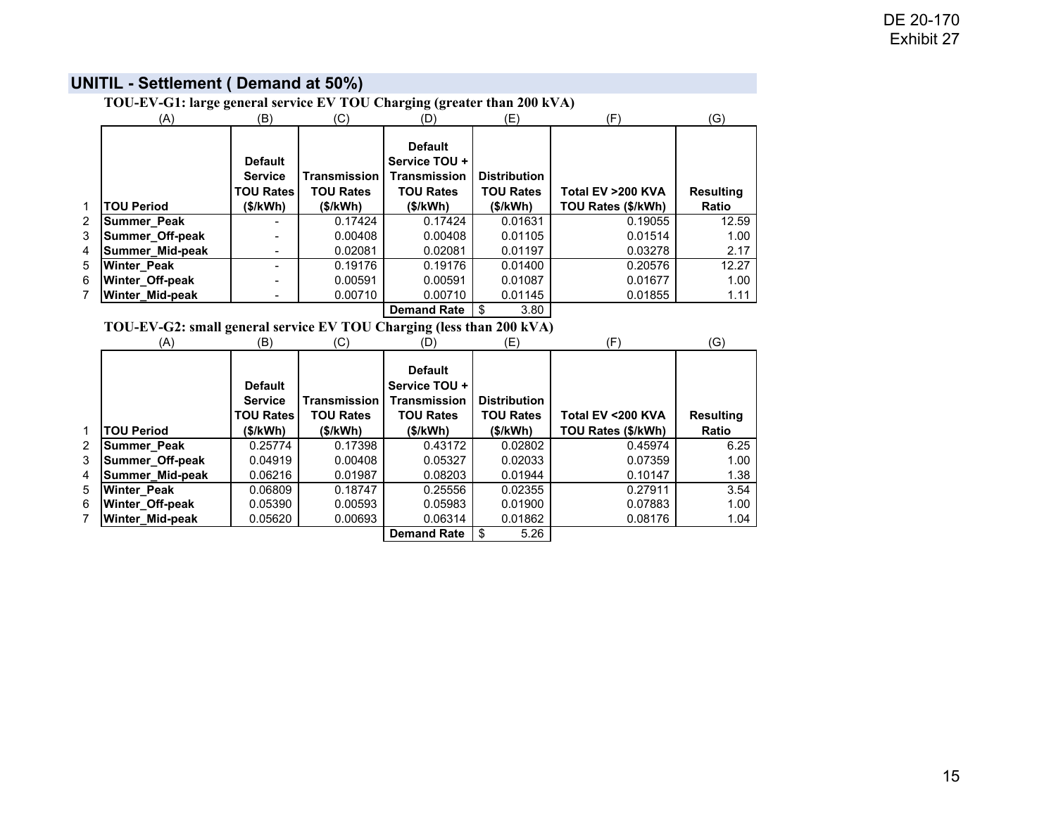DE 20-170
Exhibit 27

## UNITIL - Settlement ( Demand at 50%)

### TOU-EV-G1: large general service EV TOU Charging (greater than 200 kVA)

| | (A) | (B) | (C) | (D) | (E) | (F) | (G) |
|---|---|---|---|---|---|---|---|
| 1 | TOU Period | Default Service TOU Rates ($/kWh) | Transmission TOU Rates ($/kWh) | Default Service TOU + Transmission TOU Rates ($/kWh) | Distribution TOU Rates ($/kWh) | Total EV >200 KVA TOU Rates ($/kWh) | Resulting Ratio |
| 2 | Summer_Peak | - | 0.17424 | 0.17424 | 0.01631 | 0.19055 | 12.59 |
| 3 | Summer_Off-peak | - | 0.00408 | 0.00408 | 0.01105 | 0.01514 | 1.00 |
| 4 | Summer_Mid-peak | - | 0.02081 | 0.02081 | 0.01197 | 0.03278 | 2.17 |
| 5 | Winter_Peak | - | 0.19176 | 0.19176 | 0.01400 | 0.20576 | 12.27 |
| 6 | Winter_Off-peak | - | 0.00591 | 0.00591 | 0.01087 | 0.01677 | 1.00 |
| 7 | Winter_Mid-peak | - | 0.00710 | 0.00710 | 0.01145 | 0.01855 | 1.11 |
| | | | | Demand Rate | $ 3.80 | | |

### TOU-EV-G2: small general service EV TOU Charging (less than 200 kVA)

| | (A) | (B) | (C) | (D) | (E) | (F) | (G) |
|---|---|---|---|---|---|---|---|
| 1 | TOU Period | Default Service TOU Rates ($/kWh) | Transmission TOU Rates ($/kWh) | Default Service TOU + Transmission TOU Rates ($/kWh) | Distribution TOU Rates ($/kWh) | Total EV <200 KVA TOU Rates ($/kWh) | Resulting Ratio |
| 2 | Summer_Peak | 0.25774 | 0.17398 | 0.43172 | 0.02802 | 0.45974 | 6.25 |
| 3 | Summer_Off-peak | 0.04919 | 0.00408 | 0.05327 | 0.02033 | 0.07359 | 1.00 |
| 4 | Summer_Mid-peak | 0.06216 | 0.01987 | 0.08203 | 0.01944 | 0.10147 | 1.38 |
| 5 | Winter_Peak | 0.06809 | 0.18747 | 0.25556 | 0.02355 | 0.27911 | 3.54 |
| 6 | Winter_Off-peak | 0.05390 | 0.00593 | 0.05983 | 0.01900 | 0.07883 | 1.00 |
| 7 | Winter_Mid-peak | 0.05620 | 0.00693 | 0.06314 | 0.01862 | 0.08176 | 1.04 |
| | | | | Demand Rate | $ 5.26 | | |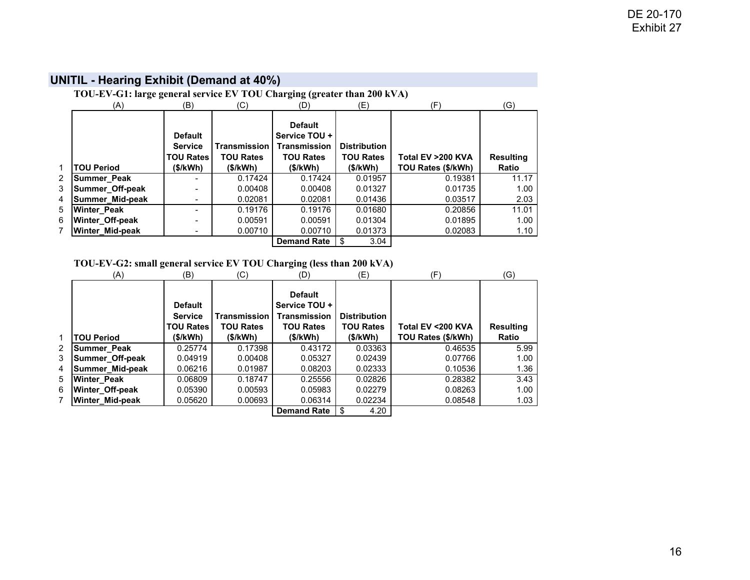DE 20-170
Exhibit 27

## UNITIL - Hearing Exhibit (Demand at 40%)

**TOU-EV-G1: large general service EV TOU Charging (greater than 200 kVA)**

| | (A) | (B) | (C) | (D) | (E) | (F) | (G) |
|---|---|---|---|---|---|---|---|
| 1 | **TOU Period** | **Default Service TOU Rates ($/kWh)** | **Transmission TOU Rates ($/kWh)** | **Default Service TOU + Transmission TOU Rates ($/kWh)** | **Distribution TOU Rates ($/kWh)** | **Total EV >200 KVA TOU Rates ($/kWh)** | **Resulting Ratio** |
| 2 | **Summer_Peak** | - | 0.17424 | 0.17424 | 0.01957 | 0.19381 | 11.17 |
| 3 | **Summer_Off-peak** | - | 0.00408 | 0.00408 | 0.01327 | 0.01735 | 1.00 |
| 4 | **Summer_Mid-peak** | - | 0.02081 | 0.02081 | 0.01436 | 0.03517 | 2.03 |
| 5 | **Winter_Peak** | - | 0.19176 | 0.19176 | 0.01680 | 0.20856 | 11.01 |
| 6 | **Winter_Off-peak** | - | 0.00591 | 0.00591 | 0.01304 | 0.01895 | 1.00 |
| 7 | **Winter_Mid-peak** | - | 0.00710 | 0.00710 | 0.01373 | 0.02083 | 1.10 |
| | | | | **Demand Rate** | $ 3.04 | | |

**TOU-EV-G2: small general service EV TOU Charging (less than 200 kVA)**

| | (A) | (B) | (C) | (D) | (E) | (F) | (G) |
|---|---|---|---|---|---|---|---|
| 1 | **TOU Period** | **Default Service TOU Rates ($/kWh)** | **Transmission TOU Rates ($/kWh)** | **Default Service TOU + Transmission TOU Rates ($/kWh)** | **Distribution TOU Rates ($/kWh)** | **Total EV <200 KVA TOU Rates ($/kWh)** | **Resulting Ratio** |
| 2 | **Summer_Peak** | 0.25774 | 0.17398 | 0.43172 | 0.03363 | 0.46535 | 5.99 |
| 3 | **Summer_Off-peak** | 0.04919 | 0.00408 | 0.05327 | 0.02439 | 0.07766 | 1.00 |
| 4 | **Summer_Mid-peak** | 0.06216 | 0.01987 | 0.08203 | 0.02333 | 0.10536 | 1.36 |
| 5 | **Winter_Peak** | 0.06809 | 0.18747 | 0.25556 | 0.02826 | 0.28382 | 3.43 |
| 6 | **Winter_Off-peak** | 0.05390 | 0.00593 | 0.05983 | 0.02279 | 0.08263 | 1.00 |
| 7 | **Winter_Mid-peak** | 0.05620 | 0.00693 | 0.06314 | 0.02234 | 0.08548 | 1.03 |
| | | | | **Demand Rate** | $ 4.20 | | |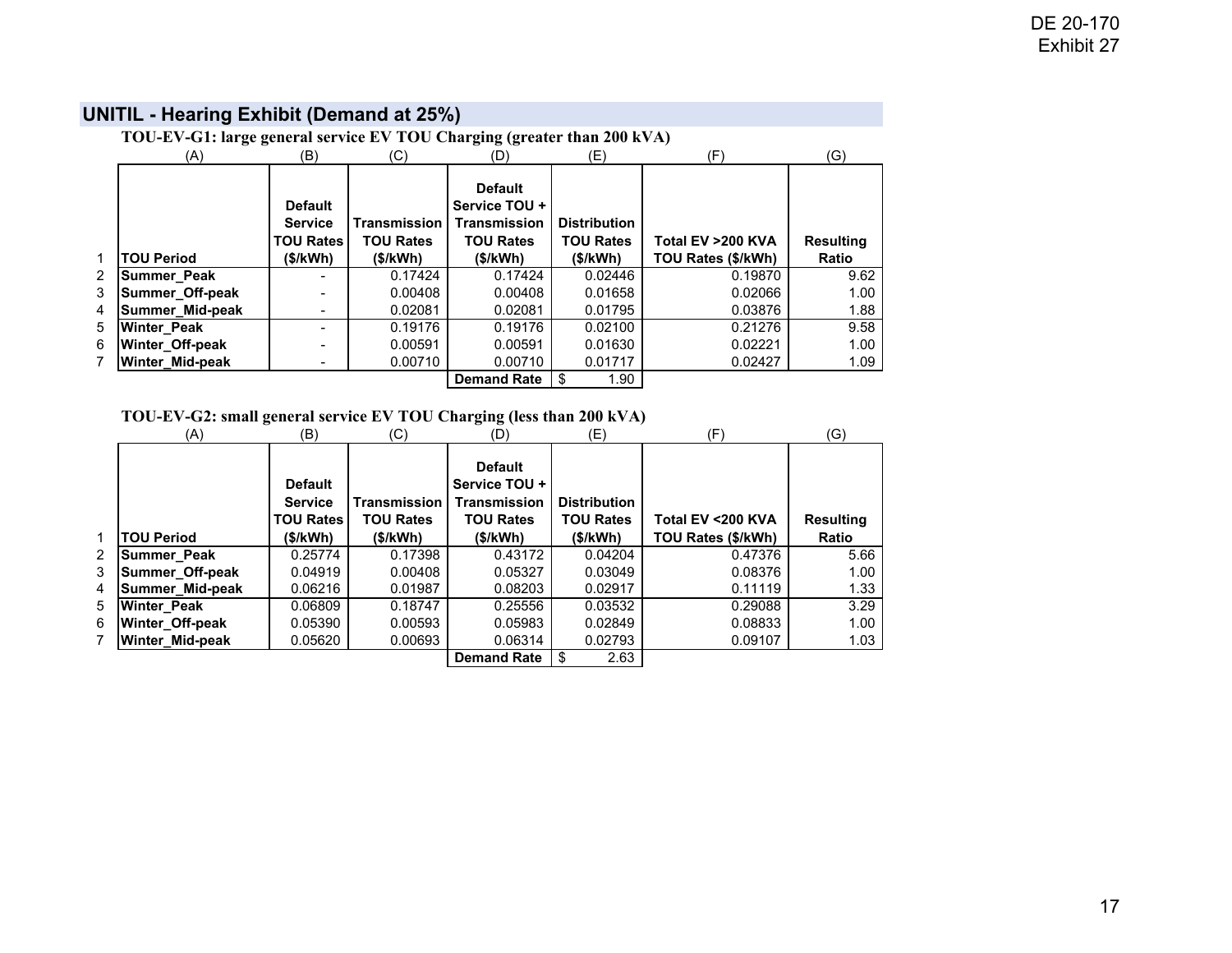DE 20-170
Exhibit 27

## UNITIL - Hearing Exhibit (Demand at 25%)

**TOU-EV-G1: large general service EV TOU Charging (greater than 200 kVA)**

| | (A) | (B) | (C) | (D) | (E) | (F) | (G) |
|---|---|---|---|---|---|---|---|
| 1 | **TOU Period** | **Default Service TOU Rates ($/kWh)** | **Transmission TOU Rates ($/kWh)** | **Default Service TOU + Transmission TOU Rates ($/kWh)** | **Distribution TOU Rates ($/kWh)** | **Total EV >200 KVA TOU Rates ($/kWh)** | **Resulting Ratio** |
| 2 | **Summer_Peak** | - | 0.17424 | 0.17424 | 0.02446 | 0.19870 | 9.62 |
| 3 | **Summer_Off-peak** | - | 0.00408 | 0.00408 | 0.01658 | 0.02066 | 1.00 |
| 4 | **Summer_Mid-peak** | - | 0.02081 | 0.02081 | 0.01795 | 0.03876 | 1.88 |
| 5 | **Winter_Peak** | - | 0.19176 | 0.19176 | 0.02100 | 0.21276 | 9.58 |
| 6 | **Winter_Off-peak** | - | 0.00591 | 0.00591 | 0.01630 | 0.02221 | 1.00 |
| 7 | **Winter_Mid-peak** | - | 0.00710 | 0.00710 | 0.01717 | 0.02427 | 1.09 |
| | | | | **Demand Rate** | $ 1.90 | | |

**TOU-EV-G2: small general service EV TOU Charging (less than 200 kVA)**

| | (A) | (B) | (C) | (D) | (E) | (F) | (G) |
|---|---|---|---|---|---|---|---|
| 1 | **TOU Period** | **Default Service TOU Rates ($/kWh)** | **Transmission TOU Rates ($/kWh)** | **Default Service TOU + Transmission TOU Rates ($/kWh)** | **Distribution TOU Rates ($/kWh)** | **Total EV <200 KVA TOU Rates ($/kWh)** | **Resulting Ratio** |
| 2 | **Summer_Peak** | 0.25774 | 0.17398 | 0.43172 | 0.04204 | 0.47376 | 5.66 |
| 3 | **Summer_Off-peak** | 0.04919 | 0.00408 | 0.05327 | 0.03049 | 0.08376 | 1.00 |
| 4 | **Summer_Mid-peak** | 0.06216 | 0.01987 | 0.08203 | 0.02917 | 0.11119 | 1.33 |
| 5 | **Winter_Peak** | 0.06809 | 0.18747 | 0.25556 | 0.03532 | 0.29088 | 3.29 |
| 6 | **Winter_Off-peak** | 0.05390 | 0.00593 | 0.05983 | 0.02849 | 0.08833 | 1.00 |
| 7 | **Winter_Mid-peak** | 0.05620 | 0.00693 | 0.06314 | 0.02793 | 0.09107 | 1.03 |
| | | | | **Demand Rate** | $ 2.63 | | |